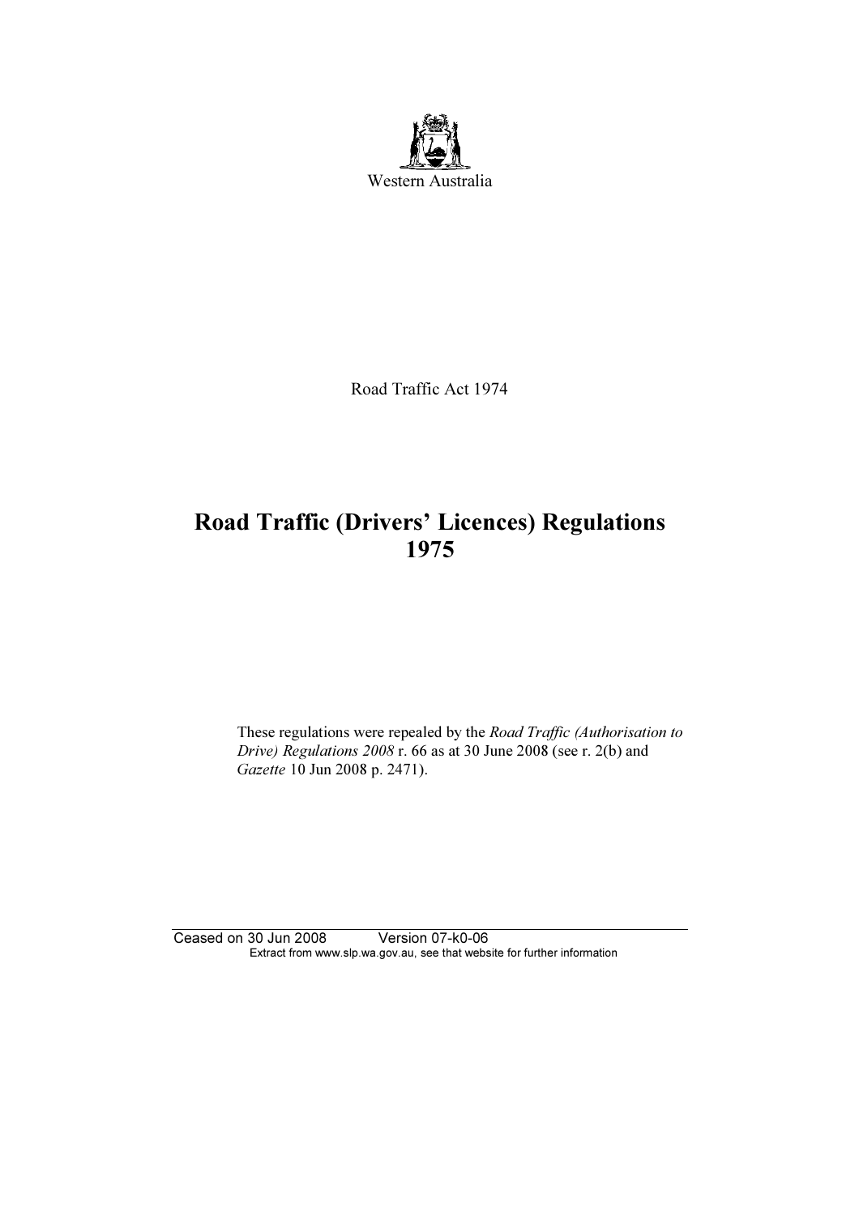Western Australia

Road Traffic Act 1974

# Road Traffic (Drivers' Licences) Regulations 1975

These regulations were repealed by the *Road Traffic (Authorisation to Drive) Regulations 2008* r. 66 as at 30 June 2008 (see r. 2(b) and *Gazette* 10 Jun 2008 p. 2471).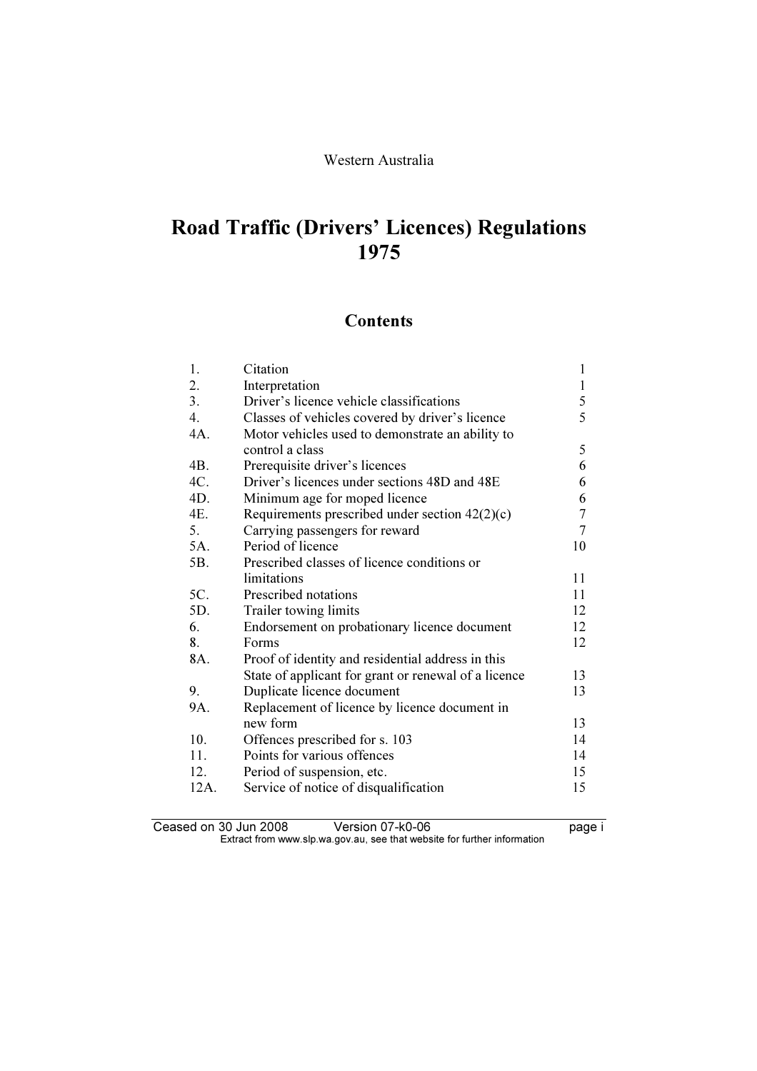Western Australia

# Road Traffic (Drivers' Licences) Regulations 1975

## Contents

| | | |
|---|---|---|
| 1. | Citation | 1 |
| 2. | Interpretation | 1 |
| 3. | Driver's licence vehicle classifications | 5 |
| 4. | Classes of vehicles covered by driver's licence | 5 |
| 4A. | Motor vehicles used to demonstrate an ability to control a class | 5 |
| 4B. | Prerequisite driver's licences | 6 |
| 4C. | Driver's licences under sections 48D and 48E | 6 |
| 4D. | Minimum age for moped licence | 6 |
| 4E. | Requirements prescribed under section 42(2)(c) | 7 |
| 5. | Carrying passengers for reward | 7 |
| 5A. | Period of licence | 10 |
| 5B. | Prescribed classes of licence conditions or limitations | 11 |
| 5C. | Prescribed notations | 11 |
| 5D. | Trailer towing limits | 12 |
| 6. | Endorsement on probationary licence document | 12 |
| 8. | Forms | 12 |
| 8A. | Proof of identity and residential address in this State of applicant for grant or renewal of a licence | 13 |
| 9. | Duplicate licence document | 13 |
| 9A. | Replacement of licence by licence document in new form | 13 |
| 10. | Offences prescribed for s. 103 | 14 |
| 11. | Points for various offences | 14 |
| 12. | Period of suspension, etc. | 15 |
| 12A. | Service of notice of disqualification | 15 |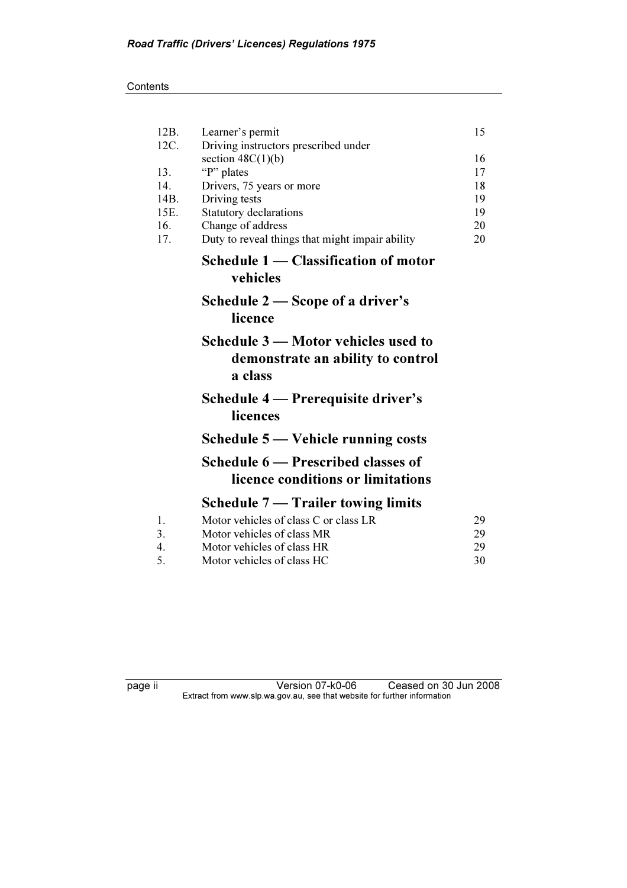| | | |
|---|---|---|
| 12B. | Learner's permit | 15 |
| 12C. | Driving instructors prescribed under section 48C(1)(b) | 16 |
| 13. | "P" plates | 17 |
| 14. | Drivers, 75 years or more | 18 |
| 14B. | Driving tests | 19 |
| 15E. | Statutory declarations | 19 |
| 16. | Change of address | 20 |
| 17. | Duty to reveal things that might impair ability | 20 |

## Schedule 1 — Classification of motor vehicles

## Schedule 2 — Scope of a driver's licence

## Schedule 3 — Motor vehicles used to demonstrate an ability to control a class

## Schedule 4 — Prerequisite driver's licences

## Schedule 5 — Vehicle running costs

## Schedule 6 — Prescribed classes of licence conditions or limitations

## Schedule 7 — Trailer towing limits

| | | |
|---|---|---|
| 1. | Motor vehicles of class C or class LR | 29 |
| 3. | Motor vehicles of class MR | 29 |
| 4. | Motor vehicles of class HR | 29 |
| 5. | Motor vehicles of class HC | 30 |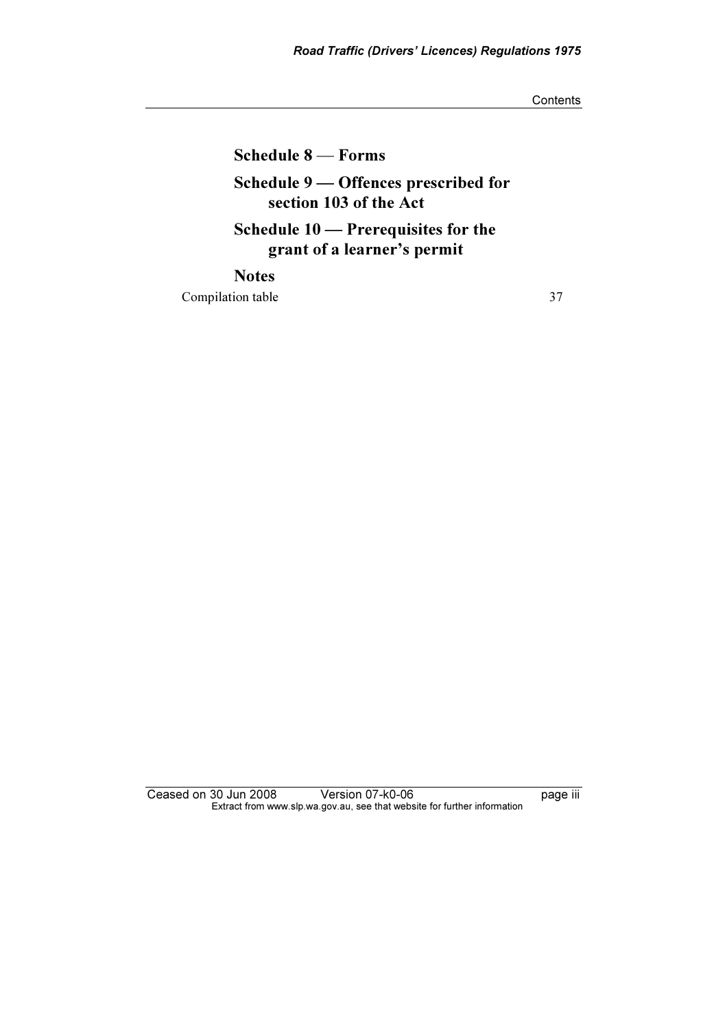## Schedule 8 — Forms

## Schedule 9 — Offences prescribed for section 103 of the Act

## Schedule 10 — Prerequisites for the grant of a learner's permit

## Notes

Compilation table 37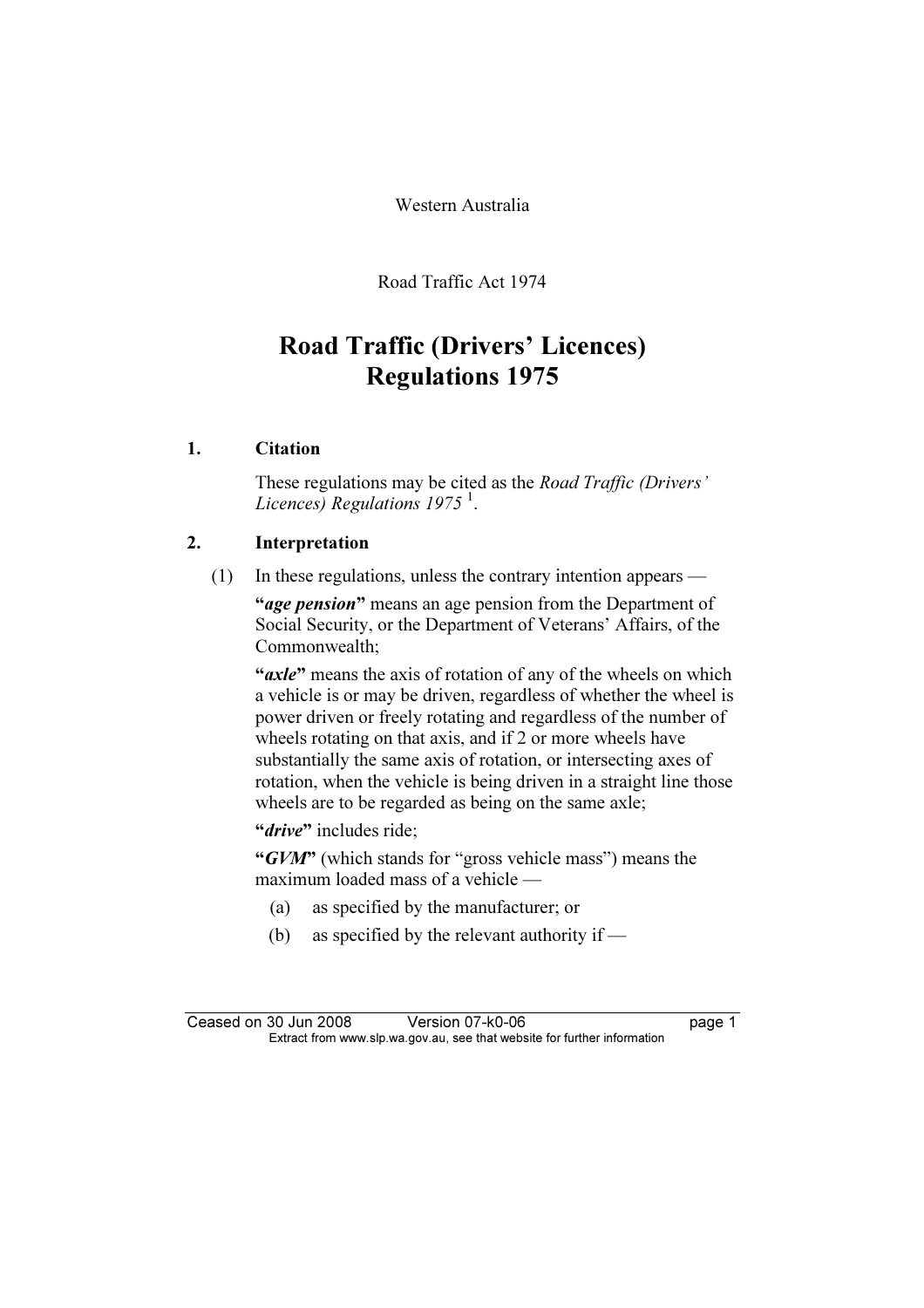Western Australia

Road Traffic Act 1974

# Road Traffic (Drivers' Licences) Regulations 1975

## 1. Citation

These regulations may be cited as the *Road Traffic (Drivers' Licences) Regulations 1975* [1].

## 2. Interpretation

(1) In these regulations, unless the contrary intention appears —

**"*age pension*"** means an age pension from the Department of Social Security, or the Department of Veterans' Affairs, of the Commonwealth;

**"*axle*"** means the axis of rotation of any of the wheels on which a vehicle is or may be driven, regardless of whether the wheel is power driven or freely rotating and regardless of the number of wheels rotating on that axis, and if 2 or more wheels have substantially the same axis of rotation, or intersecting axes of rotation, when the vehicle is being driven in a straight line those wheels are to be regarded as being on the same axle;

**"*drive*"** includes ride;

**"*GVM*"** (which stands for "gross vehicle mass") means the maximum loaded mass of a vehicle —

(a) as specified by the manufacturer; or

(b) as specified by the relevant authority if —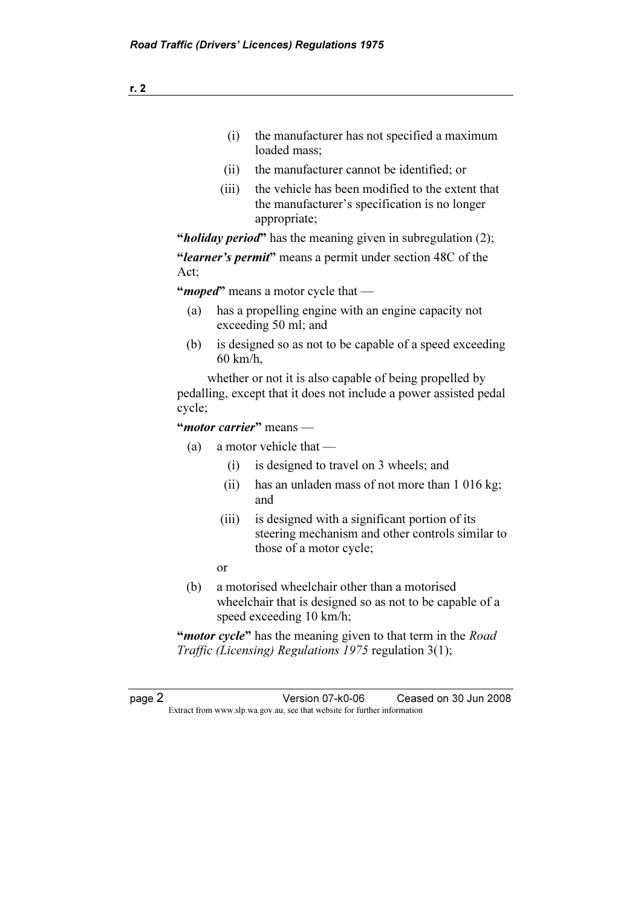(i) the manufacturer has not specified a maximum loaded mass;

(ii) the manufacturer cannot be identified; or

(iii) the vehicle has been modified to the extent that the manufacturer's specification is no longer appropriate;

"***holiday period***" has the meaning given in subregulation (2);

"***learner's permit***" means a permit under section 48C of the Act;

"***moped***" means a motor cycle that —

(a) has a propelling engine with an engine capacity not exceeding 50 ml; and

(b) is designed so as not to be capable of a speed exceeding 60 km/h,

whether or not it is also capable of being propelled by pedalling, except that it does not include a power assisted pedal cycle;

"***motor carrier***" means —

(a) a motor vehicle that —

(i) is designed to travel on 3 wheels; and

(ii) has an unladen mass of not more than 1 016 kg; and

(iii) is designed with a significant portion of its steering mechanism and other controls similar to those of a motor cycle;

or

(b) a motorised wheelchair other than a motorised wheelchair that is designed so as not to be capable of a speed exceeding 10 km/h;

"***motor cycle***" has the meaning given to that term in the *Road Traffic (Licensing) Regulations 1975* regulation 3(1);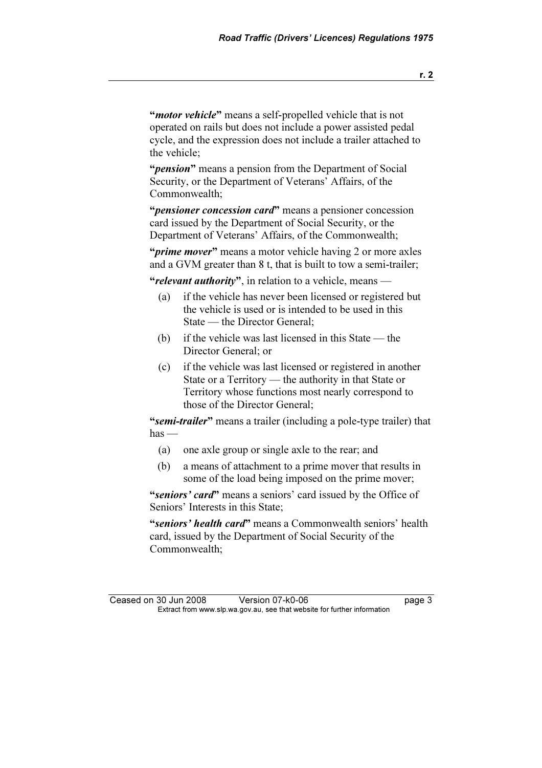"***motor vehicle***" means a self-propelled vehicle that is not operated on rails but does not include a power assisted pedal cycle, and the expression does not include a trailer attached to the vehicle;

"***pension***" means a pension from the Department of Social Security, or the Department of Veterans' Affairs, of the Commonwealth;

"***pensioner concession card***" means a pensioner concession card issued by the Department of Social Security, or the Department of Veterans' Affairs, of the Commonwealth;

"***prime mover***" means a motor vehicle having 2 or more axles and a GVM greater than 8 t, that is built to tow a semi-trailer;

"***relevant authority***", in relation to a vehicle, means —

- (a) if the vehicle has never been licensed or registered but the vehicle is used or is intended to be used in this State — the Director General;
- (b) if the vehicle was last licensed in this State — the Director General; or
- (c) if the vehicle was last licensed or registered in another State or a Territory — the authority in that State or Territory whose functions most nearly correspond to those of the Director General;

"***semi-trailer***" means a trailer (including a pole-type trailer) that has —

- (a) one axle group or single axle to the rear; and
- (b) a means of attachment to a prime mover that results in some of the load being imposed on the prime mover;

"***seniors' card***" means a seniors' card issued by the Office of Seniors' Interests in this State;

"***seniors' health card***" means a Commonwealth seniors' health card, issued by the Department of Social Security of the Commonwealth;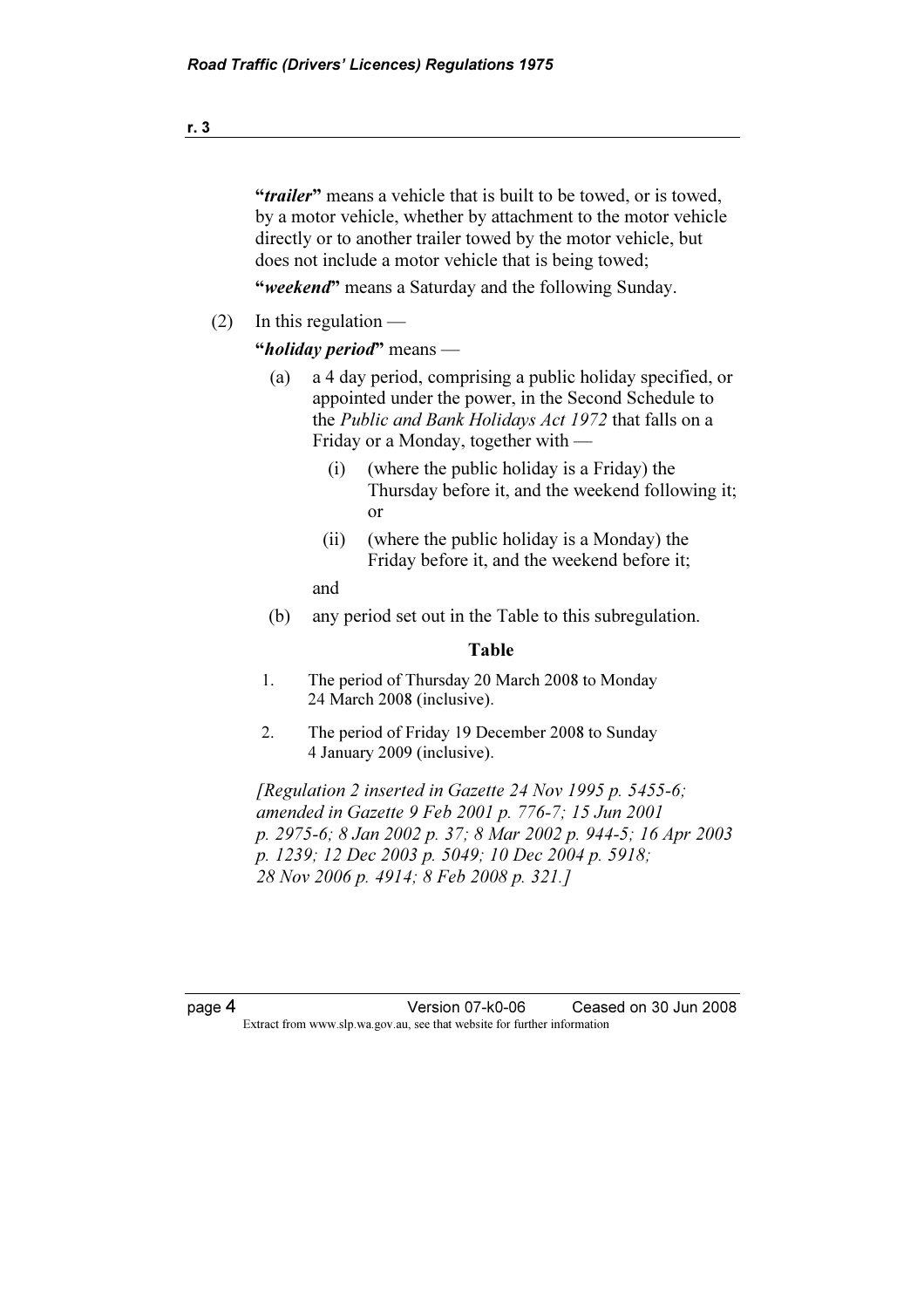"***trailer***" means a vehicle that is built to be towed, or is towed, by a motor vehicle, whether by attachment to the motor vehicle directly or to another trailer towed by the motor vehicle, but does not include a motor vehicle that is being towed;

"***weekend***" means a Saturday and the following Sunday.

(2) In this regulation —

"***holiday period***" means —

(a) a 4 day period, comprising a public holiday specified, or appointed under the power, in the Second Schedule to the *Public and Bank Holidays Act 1972* that falls on a Friday or a Monday, together with —

(i) (where the public holiday is a Friday) the Thursday before it, and the weekend following it; or

(ii) (where the public holiday is a Monday) the Friday before it, and the weekend before it;

and

(b) any period set out in the Table to this subregulation.

**Table**

1. The period of Thursday 20 March 2008 to Monday 24 March 2008 (inclusive).
2. The period of Friday 19 December 2008 to Sunday 4 January 2009 (inclusive).

*[Regulation 2 inserted in Gazette 24 Nov 1995 p. 5455-6; amended in Gazette 9 Feb 2001 p. 776-7; 15 Jun 2001 p. 2975-6; 8 Jan 2002 p. 37; 8 Mar 2002 p. 944-5; 16 Apr 2003 p. 1239; 12 Dec 2003 p. 5049; 10 Dec 2004 p. 5918; 28 Nov 2006 p. 4914; 8 Feb 2008 p. 321.]*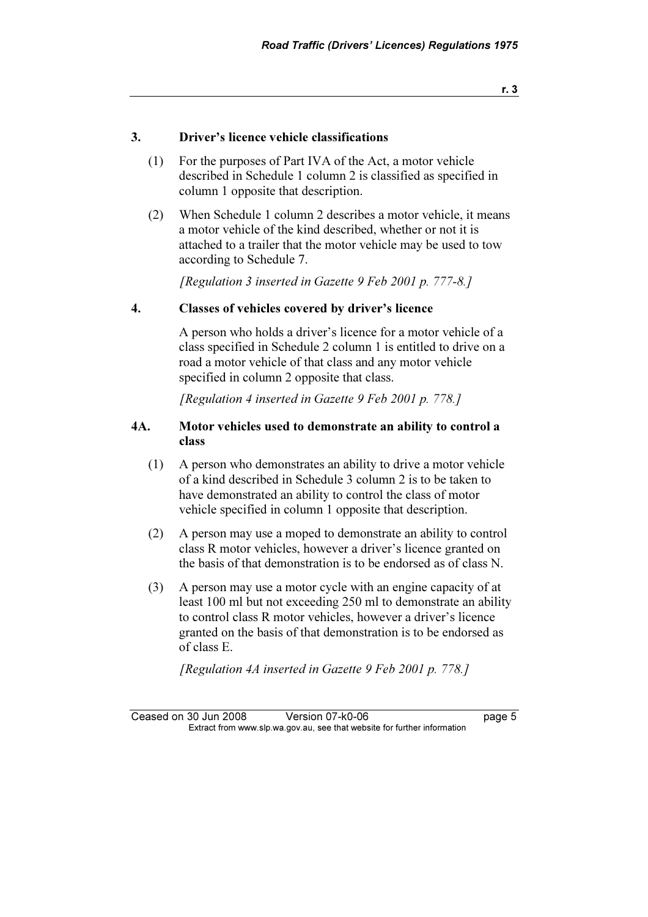### 3. Driver's licence vehicle classifications

(1) For the purposes of Part IVA of the Act, a motor vehicle described in Schedule 1 column 2 is classified as specified in column 1 opposite that description.

(2) When Schedule 1 column 2 describes a motor vehicle, it means a motor vehicle of the kind described, whether or not it is attached to a trailer that the motor vehicle may be used to tow according to Schedule 7.

*[Regulation 3 inserted in Gazette 9 Feb 2001 p. 777-8.]*

### 4. Classes of vehicles covered by driver's licence

A person who holds a driver's licence for a motor vehicle of a class specified in Schedule 2 column 1 is entitled to drive on a road a motor vehicle of that class and any motor vehicle specified in column 2 opposite that class.

*[Regulation 4 inserted in Gazette 9 Feb 2001 p. 778.]*

### 4A. Motor vehicles used to demonstrate an ability to control a class

(1) A person who demonstrates an ability to drive a motor vehicle of a kind described in Schedule 3 column 2 is to be taken to have demonstrated an ability to control the class of motor vehicle specified in column 1 opposite that description.

(2) A person may use a moped to demonstrate an ability to control class R motor vehicles, however a driver's licence granted on the basis of that demonstration is to be endorsed as of class N.

(3) A person may use a motor cycle with an engine capacity of at least 100 ml but not exceeding 250 ml to demonstrate an ability to control class R motor vehicles, however a driver's licence granted on the basis of that demonstration is to be endorsed as of class E.

*[Regulation 4A inserted in Gazette 9 Feb 2001 p. 778.]*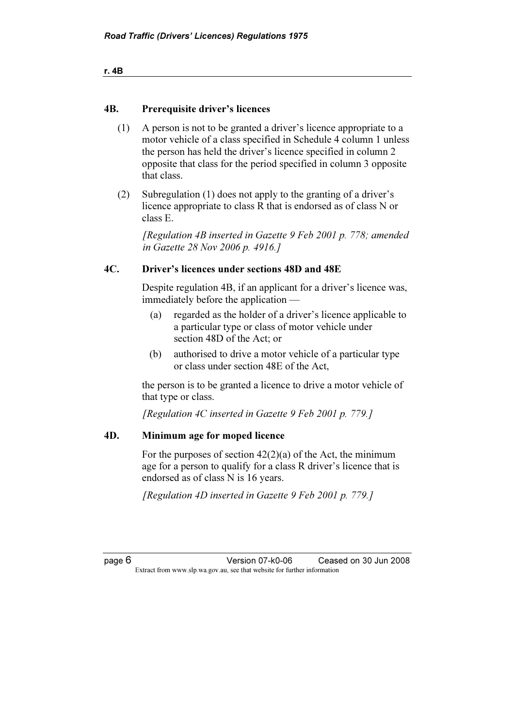## 4B. Prerequisite driver's licences

(1) A person is not to be granted a driver's licence appropriate to a motor vehicle of a class specified in Schedule 4 column 1 unless the person has held the driver's licence specified in column 2 opposite that class for the period specified in column 3 opposite that class.

(2) Subregulation (1) does not apply to the granting of a driver's licence appropriate to class R that is endorsed as of class N or class E.

*[Regulation 4B inserted in Gazette 9 Feb 2001 p. 778; amended in Gazette 28 Nov 2006 p. 4916.]*

## 4C. Driver's licences under sections 48D and 48E

Despite regulation 4B, if an applicant for a driver's licence was, immediately before the application —

(a) regarded as the holder of a driver's licence applicable to a particular type or class of motor vehicle under section 48D of the Act; or

(b) authorised to drive a motor vehicle of a particular type or class under section 48E of the Act,

the person is to be granted a licence to drive a motor vehicle of that type or class.

*[Regulation 4C inserted in Gazette 9 Feb 2001 p. 779.]*

## 4D. Minimum age for moped licence

For the purposes of section 42(2)(a) of the Act, the minimum age for a person to qualify for a class R driver's licence that is endorsed as of class N is 16 years.

*[Regulation 4D inserted in Gazette 9 Feb 2001 p. 779.]*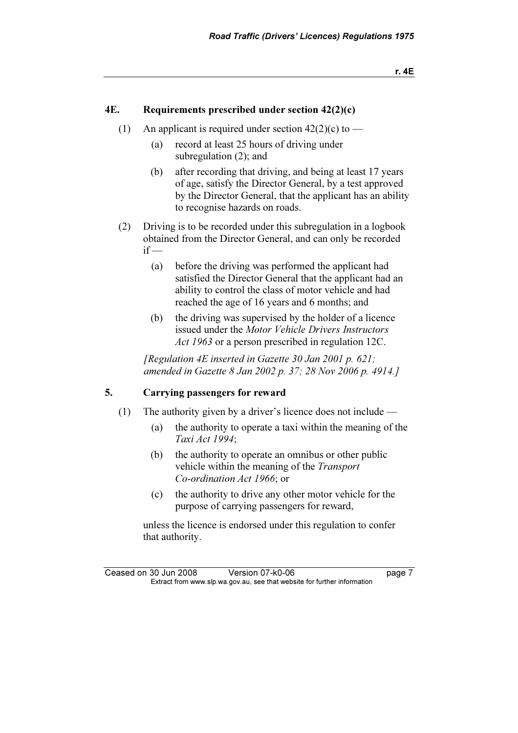### 4E. Requirements prescribed under section 42(2)(c)

(1) An applicant is required under section 42(2)(c) to —

(a) record at least 25 hours of driving under subregulation (2); and

(b) after recording that driving, and being at least 17 years of age, satisfy the Director General, by a test approved by the Director General, that the applicant has an ability to recognise hazards on roads.

(2) Driving is to be recorded under this subregulation in a logbook obtained from the Director General, and can only be recorded if —

(a) before the driving was performed the applicant had satisfied the Director General that the applicant had an ability to control the class of motor vehicle and had reached the age of 16 years and 6 months; and

(b) the driving was supervised by the holder of a licence issued under the *Motor Vehicle Drivers Instructors Act 1963* or a person prescribed in regulation 12C.

*[Regulation 4E inserted in Gazette 30 Jan 2001 p. 621; amended in Gazette 8 Jan 2002 p. 37; 28 Nov 2006 p. 4914.]*

### 5. Carrying passengers for reward

(1) The authority given by a driver's licence does not include —

(a) the authority to operate a taxi within the meaning of the *Taxi Act 1994*;

(b) the authority to operate an omnibus or other public vehicle within the meaning of the *Transport Co-ordination Act 1966*; or

(c) the authority to drive any other motor vehicle for the purpose of carrying passengers for reward,

unless the licence is endorsed under this regulation to confer that authority.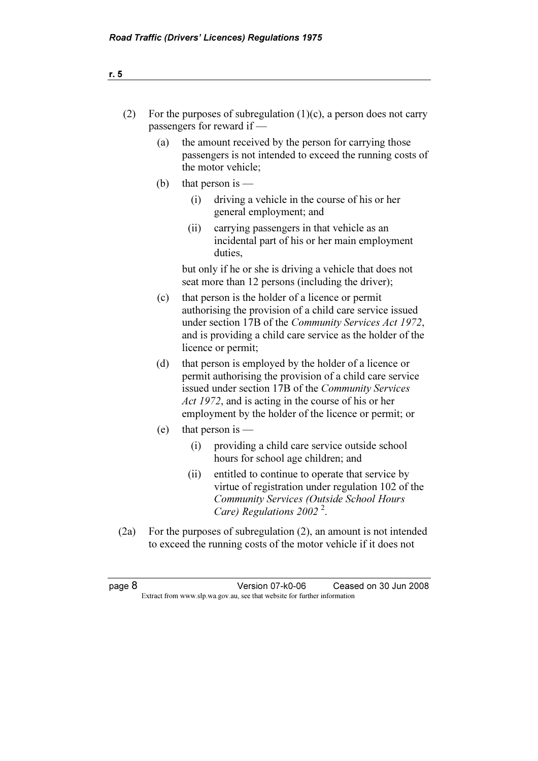(2) For the purposes of subregulation (1)(c), a person does not carry passengers for reward if —

(a) the amount received by the person for carrying those passengers is not intended to exceed the running costs of the motor vehicle;

(b) that person is —

(i) driving a vehicle in the course of his or her general employment; and

(ii) carrying passengers in that vehicle as an incidental part of his or her main employment duties,

but only if he or she is driving a vehicle that does not seat more than 12 persons (including the driver);

(c) that person is the holder of a licence or permit authorising the provision of a child care service issued under section 17B of the *Community Services Act 1972*, and is providing a child care service as the holder of the licence or permit;

(d) that person is employed by the holder of a licence or permit authorising the provision of a child care service issued under section 17B of the *Community Services Act 1972*, and is acting in the course of his or her employment by the holder of the licence or permit; or

(e) that person is —

(i) providing a child care service outside school hours for school age children; and

(ii) entitled to continue to operate that service by virtue of registration under regulation 102 of the *Community Services (Outside School Hours Care) Regulations 2002* [2].

(2a) For the purposes of subregulation (2), an amount is not intended to exceed the running costs of the motor vehicle if it does not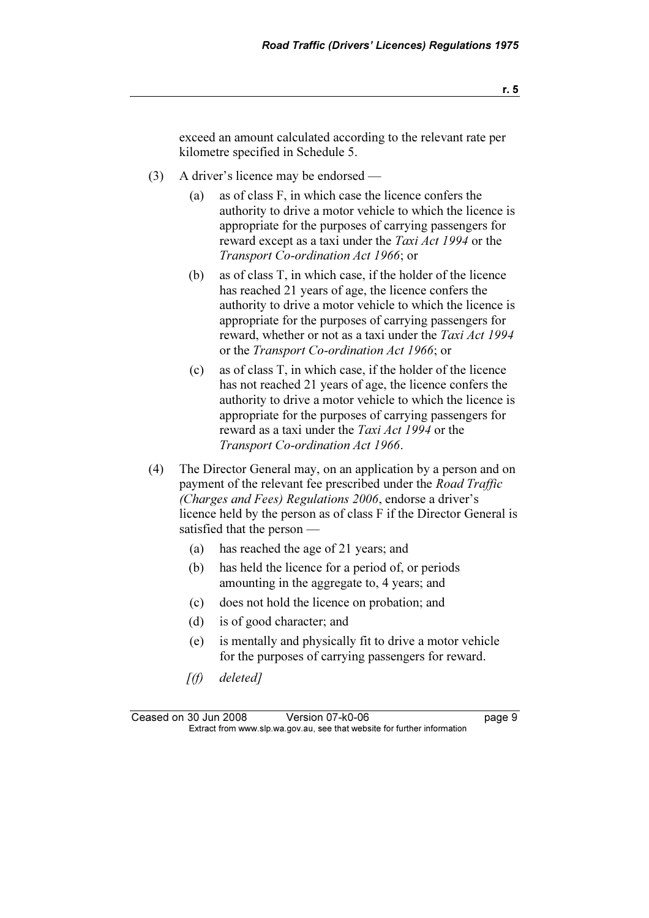exceed an amount calculated according to the relevant rate per kilometre specified in Schedule 5.

(3) A driver's licence may be endorsed —

(a) as of class F, in which case the licence confers the authority to drive a motor vehicle to which the licence is appropriate for the purposes of carrying passengers for reward except as a taxi under the *Taxi Act 1994* or the *Transport Co-ordination Act 1966*; or

(b) as of class T, in which case, if the holder of the licence has reached 21 years of age, the licence confers the authority to drive a motor vehicle to which the licence is appropriate for the purposes of carrying passengers for reward, whether or not as a taxi under the *Taxi Act 1994* or the *Transport Co-ordination Act 1966*; or

(c) as of class T, in which case, if the holder of the licence has not reached 21 years of age, the licence confers the authority to drive a motor vehicle to which the licence is appropriate for the purposes of carrying passengers for reward as a taxi under the *Taxi Act 1994* or the *Transport Co-ordination Act 1966*.

(4) The Director General may, on an application by a person and on payment of the relevant fee prescribed under the *Road Traffic (Charges and Fees) Regulations 2006*, endorse a driver's licence held by the person as of class F if the Director General is satisfied that the person —

(a) has reached the age of 21 years; and

(b) has held the licence for a period of, or periods amounting in the aggregate to, 4 years; and

(c) does not hold the licence on probation; and

(d) is of good character; and

(e) is mentally and physically fit to drive a motor vehicle for the purposes of carrying passengers for reward.

*[(f) deleted]*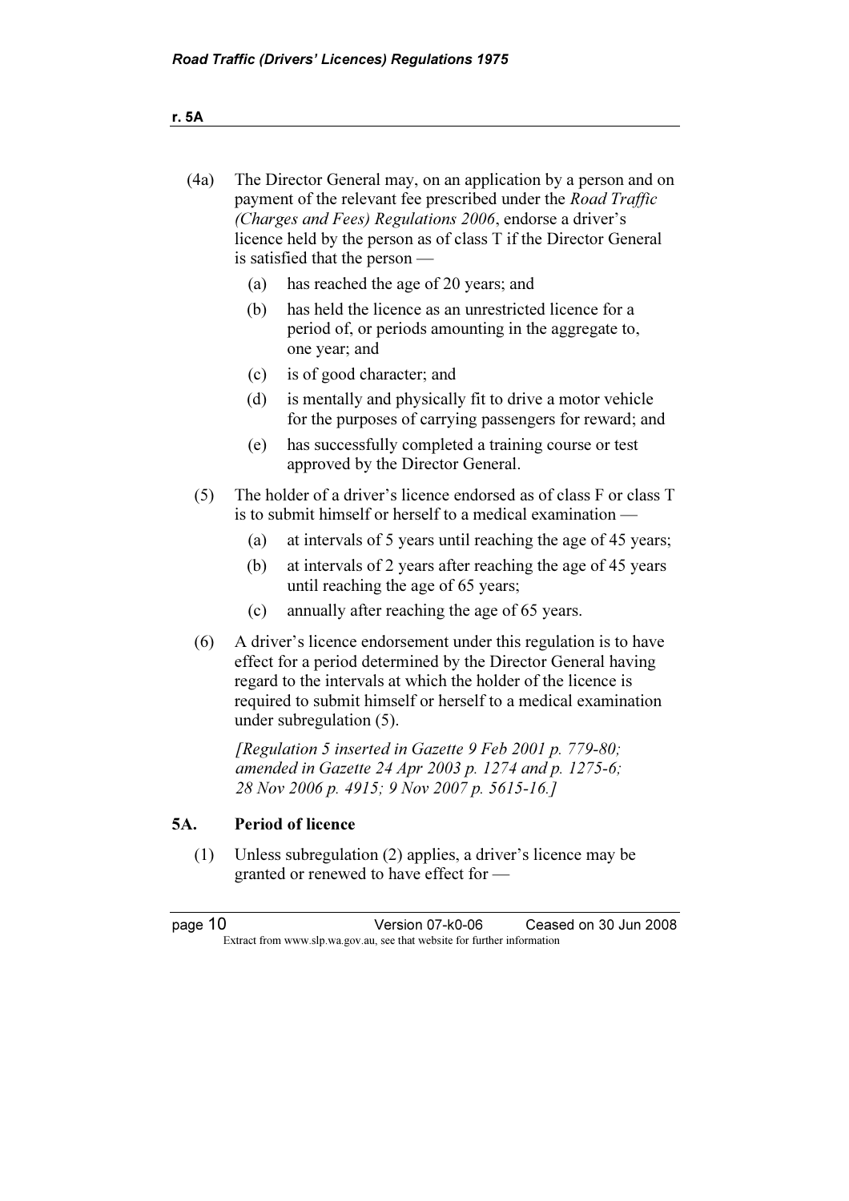(4a) The Director General may, on an application by a person and on payment of the relevant fee prescribed under the *Road Traffic (Charges and Fees) Regulations 2006*, endorse a driver's licence held by the person as of class T if the Director General is satisfied that the person —

(a) has reached the age of 20 years; and

(b) has held the licence as an unrestricted licence for a period of, or periods amounting in the aggregate to, one year; and

(c) is of good character; and

(d) is mentally and physically fit to drive a motor vehicle for the purposes of carrying passengers for reward; and

(e) has successfully completed a training course or test approved by the Director General.

(5) The holder of a driver's licence endorsed as of class F or class T is to submit himself or herself to a medical examination —

(a) at intervals of 5 years until reaching the age of 45 years;

(b) at intervals of 2 years after reaching the age of 45 years until reaching the age of 65 years;

(c) annually after reaching the age of 65 years.

(6) A driver's licence endorsement under this regulation is to have effect for a period determined by the Director General having regard to the intervals at which the holder of the licence is required to submit himself or herself to a medical examination under subregulation (5).

*[Regulation 5 inserted in Gazette 9 Feb 2001 p. 779-80; amended in Gazette 24 Apr 2003 p. 1274 and p. 1275-6; 28 Nov 2006 p. 4915; 9 Nov 2007 p. 5615-16.]*

### 5A. Period of licence

(1) Unless subregulation (2) applies, a driver's licence may be granted or renewed to have effect for —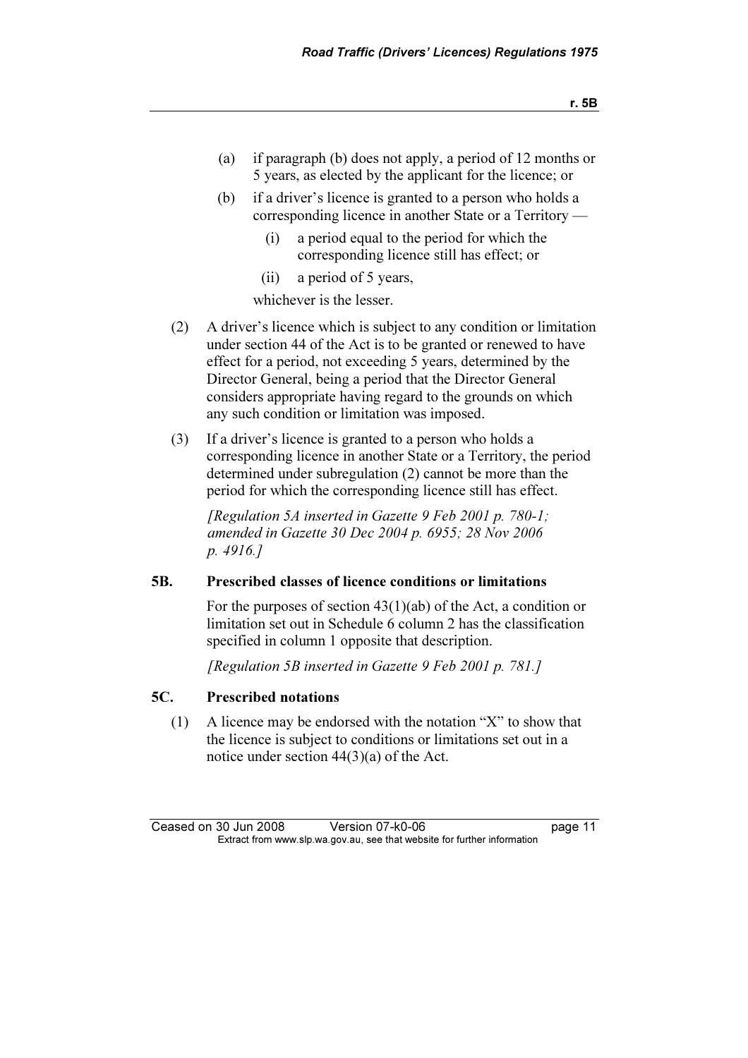(a) if paragraph (b) does not apply, a period of 12 months or 5 years, as elected by the applicant for the licence; or

(b) if a driver's licence is granted to a person who holds a corresponding licence in another State or a Territory —

  (i) a period equal to the period for which the corresponding licence still has effect; or

  (ii) a period of 5 years,

  whichever is the lesser.

(2) A driver's licence which is subject to any condition or limitation under section 44 of the Act is to be granted or renewed to have effect for a period, not exceeding 5 years, determined by the Director General, being a period that the Director General considers appropriate having regard to the grounds on which any such condition or limitation was imposed.

(3) If a driver's licence is granted to a person who holds a corresponding licence in another State or a Territory, the period determined under subregulation (2) cannot be more than the period for which the corresponding licence still has effect.

*[Regulation 5A inserted in Gazette 9 Feb 2001 p. 780-1; amended in Gazette 30 Dec 2004 p. 6955; 28 Nov 2006 p. 4916.]*

### 5B. Prescribed classes of licence conditions or limitations

For the purposes of section 43(1)(ab) of the Act, a condition or limitation set out in Schedule 6 column 2 has the classification specified in column 1 opposite that description.

*[Regulation 5B inserted in Gazette 9 Feb 2001 p. 781.]*

### 5C. Prescribed notations

(1) A licence may be endorsed with the notation "X" to show that the licence is subject to conditions or limitations set out in a notice under section 44(3)(a) of the Act.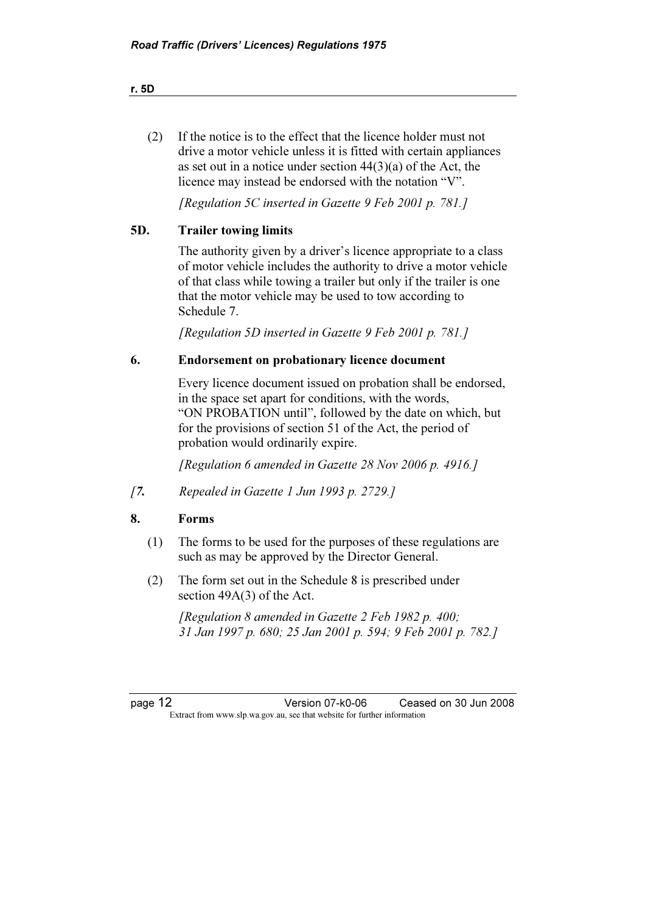(2) If the notice is to the effect that the licence holder must not drive a motor vehicle unless it is fitted with certain appliances as set out in a notice under section 44(3)(a) of the Act, the licence may instead be endorsed with the notation "V".

*[Regulation 5C inserted in Gazette 9 Feb 2001 p. 781.]*

## 5D. Trailer towing limits

The authority given by a driver's licence appropriate to a class of motor vehicle includes the authority to drive a motor vehicle of that class while towing a trailer but only if the trailer is one that the motor vehicle may be used to tow according to Schedule 7.

*[Regulation 5D inserted in Gazette 9 Feb 2001 p. 781.]*

## 6. Endorsement on probationary licence document

Every licence document issued on probation shall be endorsed, in the space set apart for conditions, with the words, "ON PROBATION until", followed by the date on which, but for the provisions of section 51 of the Act, the period of probation would ordinarily expire.

*[Regulation 6 amended in Gazette 28 Nov 2006 p. 4916.]*

*[**7.** Repealed in Gazette 1 Jun 1993 p. 2729.]*

## 8. Forms

(1) The forms to be used for the purposes of these regulations are such as may be approved by the Director General.

(2) The form set out in the Schedule 8 is prescribed under section 49A(3) of the Act.

*[Regulation 8 amended in Gazette 2 Feb 1982 p. 400; 31 Jan 1997 p. 680; 25 Jan 2001 p. 594; 9 Feb 2001 p. 782.]*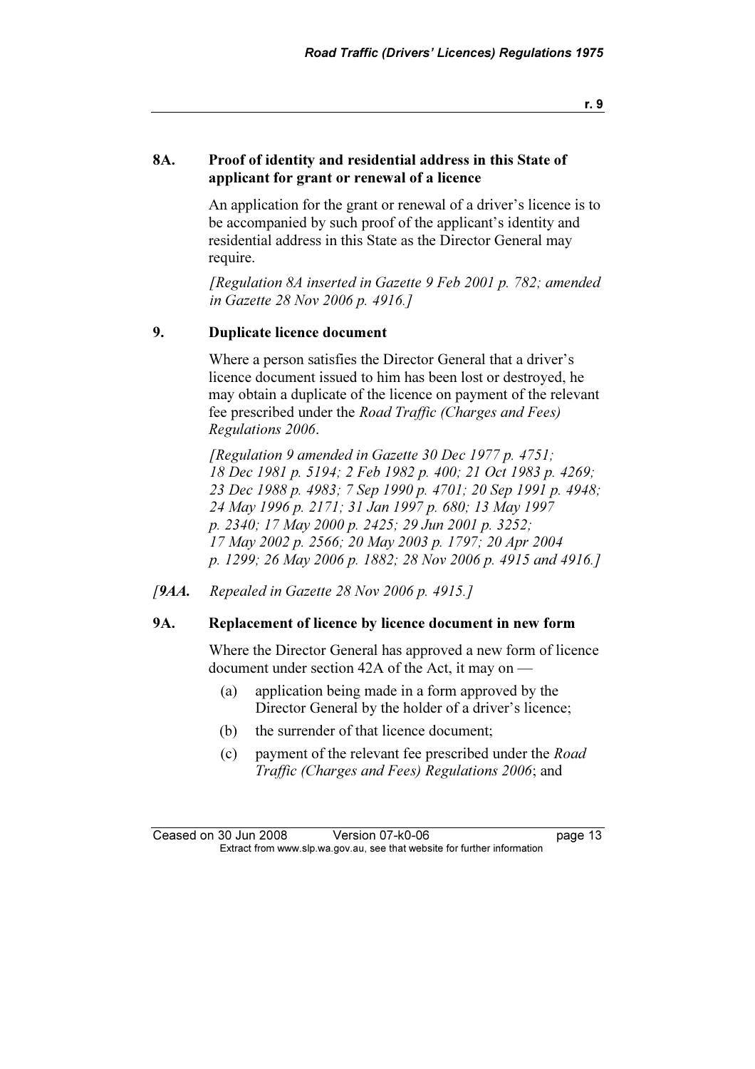## 8A. Proof of identity and residential address in this State of applicant for grant or renewal of a licence

An application for the grant or renewal of a driver's licence is to be accompanied by such proof of the applicant's identity and residential address in this State as the Director General may require.

*[Regulation 8A inserted in Gazette 9 Feb 2001 p. 782; amended in Gazette 28 Nov 2006 p. 4916.]*

## 9. Duplicate licence document

Where a person satisfies the Director General that a driver's licence document issued to him has been lost or destroyed, he may obtain a duplicate of the licence on payment of the relevant fee prescribed under the *Road Traffic (Charges and Fees) Regulations 2006*.

*[Regulation 9 amended in Gazette 30 Dec 1977 p. 4751; 18 Dec 1981 p. 5194; 2 Feb 1982 p. 400; 21 Oct 1983 p. 4269; 23 Dec 1988 p. 4983; 7 Sep 1990 p. 4701; 20 Sep 1991 p. 4948; 24 May 1996 p. 2171; 31 Jan 1997 p. 680; 13 May 1997 p. 2340; 17 May 2000 p. 2425; 29 Jun 2001 p. 3252; 17 May 2002 p. 2566; 20 May 2003 p. 1797; 20 Apr 2004 p. 1299; 26 May 2006 p. 1882; 28 Nov 2006 p. 4915 and 4916.]*

*[9AA. Repealed in Gazette 28 Nov 2006 p. 4915.]*

## 9A. Replacement of licence by licence document in new form

Where the Director General has approved a new form of licence document under section 42A of the Act, it may on —

(a) application being made in a form approved by the Director General by the holder of a driver's licence;

(b) the surrender of that licence document;

(c) payment of the relevant fee prescribed under the *Road Traffic (Charges and Fees) Regulations 2006*; and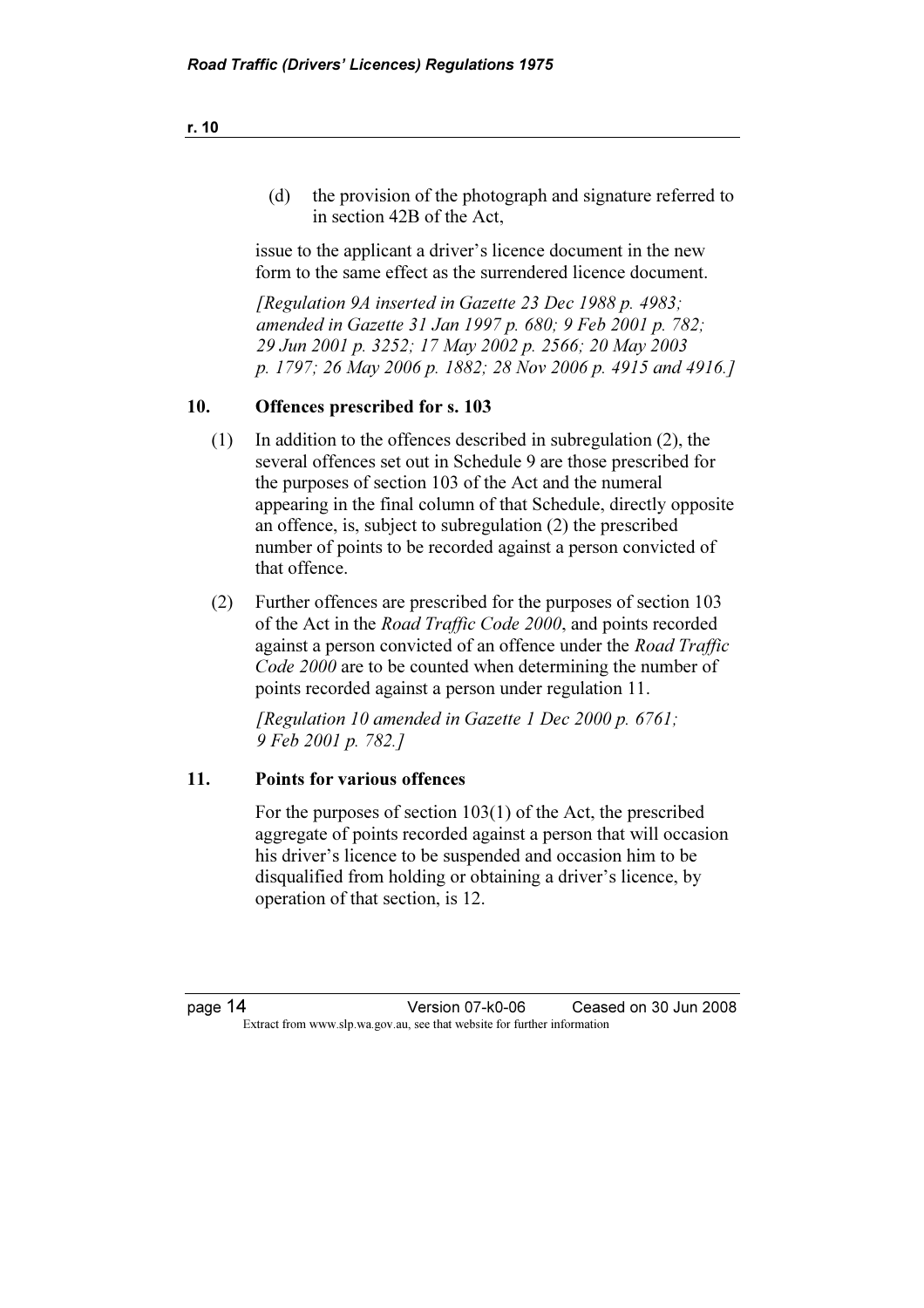(d) the provision of the photograph and signature referred to in section 42B of the Act,

issue to the applicant a driver's licence document in the new form to the same effect as the surrendered licence document.

*[Regulation 9A inserted in Gazette 23 Dec 1988 p. 4983; amended in Gazette 31 Jan 1997 p. 680; 9 Feb 2001 p. 782; 29 Jun 2001 p. 3252; 17 May 2002 p. 2566; 20 May 2003 p. 1797; 26 May 2006 p. 1882; 28 Nov 2006 p. 4915 and 4916.]*

### 10. Offences prescribed for s. 103

(1) In addition to the offences described in subregulation (2), the several offences set out in Schedule 9 are those prescribed for the purposes of section 103 of the Act and the numeral appearing in the final column of that Schedule, directly opposite an offence, is, subject to subregulation (2) the prescribed number of points to be recorded against a person convicted of that offence.

(2) Further offences are prescribed for the purposes of section 103 of the Act in the *Road Traffic Code 2000*, and points recorded against a person convicted of an offence under the *Road Traffic Code 2000* are to be counted when determining the number of points recorded against a person under regulation 11.

*[Regulation 10 amended in Gazette 1 Dec 2000 p. 6761; 9 Feb 2001 p. 782.]*

### 11. Points for various offences

For the purposes of section 103(1) of the Act, the prescribed aggregate of points recorded against a person that will occasion his driver's licence to be suspended and occasion him to be disqualified from holding or obtaining a driver's licence, by operation of that section, is 12.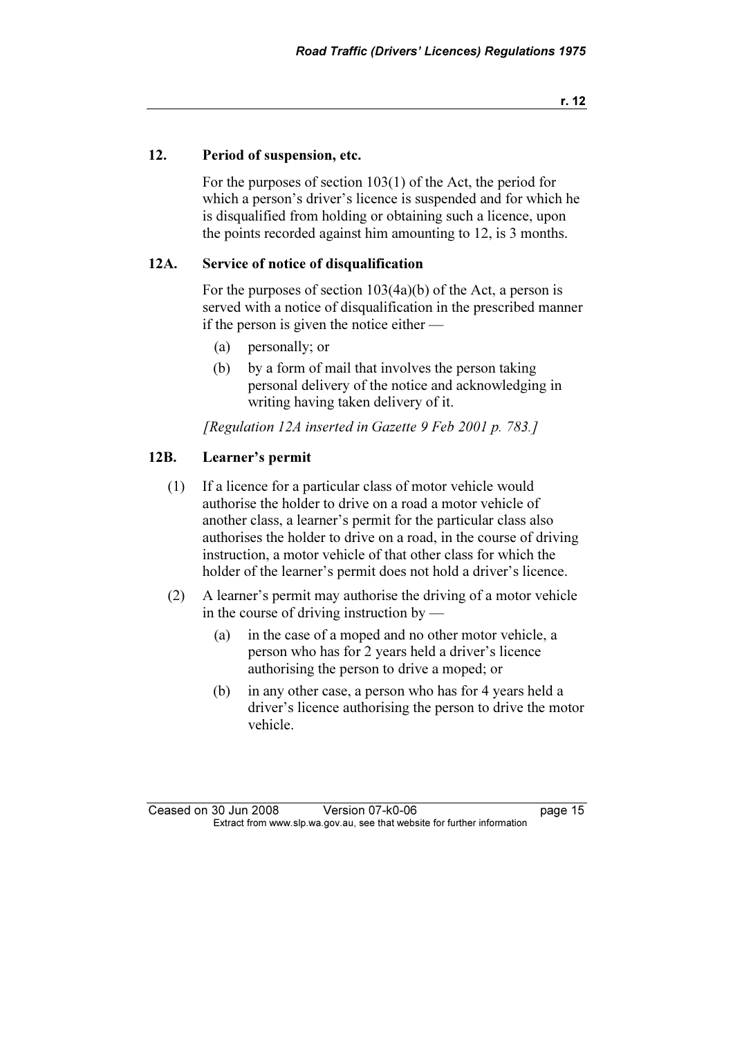## 12. Period of suspension, etc.

For the purposes of section 103(1) of the Act, the period for which a person's driver's licence is suspended and for which he is disqualified from holding or obtaining such a licence, upon the points recorded against him amounting to 12, is 3 months.

## 12A. Service of notice of disqualification

For the purposes of section 103(4a)(b) of the Act, a person is served with a notice of disqualification in the prescribed manner if the person is given the notice either —

(a) personally; or

(b) by a form of mail that involves the person taking personal delivery of the notice and acknowledging in writing having taken delivery of it.

*[Regulation 12A inserted in Gazette 9 Feb 2001 p. 783.]*

## 12B. Learner's permit

(1) If a licence for a particular class of motor vehicle would authorise the holder to drive on a road a motor vehicle of another class, a learner's permit for the particular class also authorises the holder to drive on a road, in the course of driving instruction, a motor vehicle of that other class for which the holder of the learner's permit does not hold a driver's licence.

(2) A learner's permit may authorise the driving of a motor vehicle in the course of driving instruction by —

(a) in the case of a moped and no other motor vehicle, a person who has for 2 years held a driver's licence authorising the person to drive a moped; or

(b) in any other case, a person who has for 4 years held a driver's licence authorising the person to drive the motor vehicle.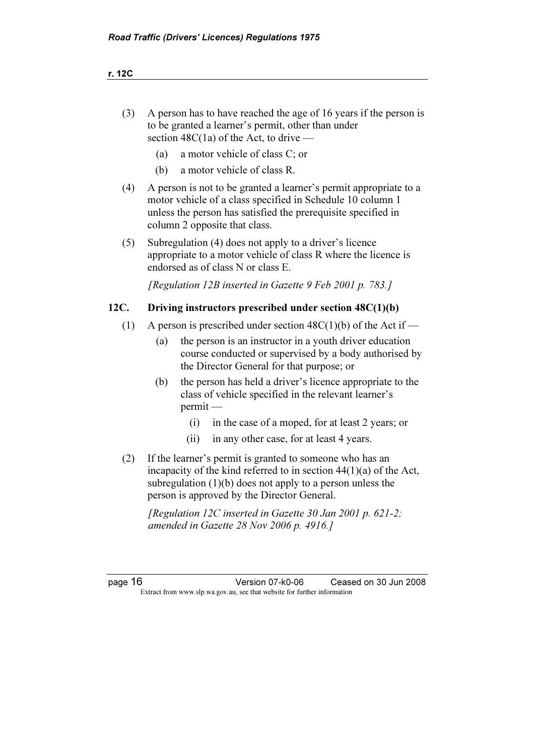(3) A person has to have reached the age of 16 years if the person is to be granted a learner's permit, other than under section 48C(1a) of the Act, to drive —

  (a) a motor vehicle of class C; or

  (b) a motor vehicle of class R.

(4) A person is not to be granted a learner's permit appropriate to a motor vehicle of a class specified in Schedule 10 column 1 unless the person has satisfied the prerequisite specified in column 2 opposite that class.

(5) Subregulation (4) does not apply to a driver's licence appropriate to a motor vehicle of class R where the licence is endorsed as of class N or class E.

*[Regulation 12B inserted in Gazette 9 Feb 2001 p. 783.]*

### 12C. Driving instructors prescribed under section 48C(1)(b)

(1) A person is prescribed under section 48C(1)(b) of the Act if —

  (a) the person is an instructor in a youth driver education course conducted or supervised by a body authorised by the Director General for that purpose; or

  (b) the person has held a driver's licence appropriate to the class of vehicle specified in the relevant learner's permit —

    (i) in the case of a moped, for at least 2 years; or

    (ii) in any other case, for at least 4 years.

(2) If the learner's permit is granted to someone who has an incapacity of the kind referred to in section 44(1)(a) of the Act, subregulation (1)(b) does not apply to a person unless the person is approved by the Director General.

*[Regulation 12C inserted in Gazette 30 Jan 2001 p. 621-2; amended in Gazette 28 Nov 2006 p. 4916.]*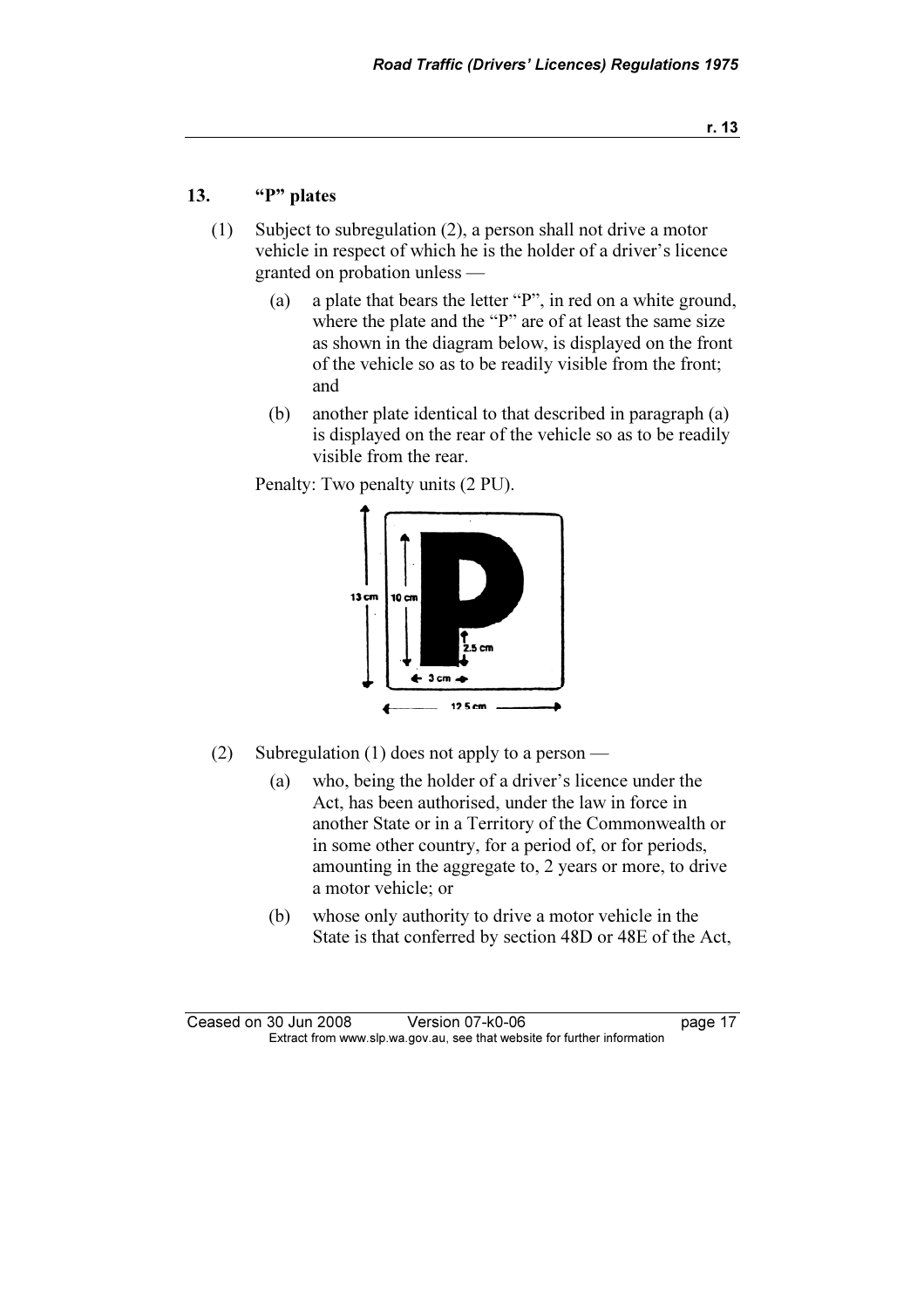## 13. "P" plates

(1) Subject to subregulation (2), a person shall not drive a motor vehicle in respect of which he is the holder of a driver's licence granted on probation unless —

- (a) a plate that bears the letter "P", in red on a white ground, where the plate and the "P" are of at least the same size as shown in the diagram below, is displayed on the front of the vehicle so as to be readily visible from the front; and
- (b) another plate identical to that described in paragraph (a) is displayed on the rear of the vehicle so as to be readily visible from the rear.

Penalty: Two penalty units (2 PU).

(2) Subregulation (1) does not apply to a person —

- (a) who, being the holder of a driver's licence under the Act, has been authorised, under the law in force in another State or in a Territory of the Commonwealth or in some other country, for a period of, or for periods, amounting in the aggregate to, 2 years or more, to drive a motor vehicle; or
- (b) whose only authority to drive a motor vehicle in the State is that conferred by section 48D or 48E of the Act,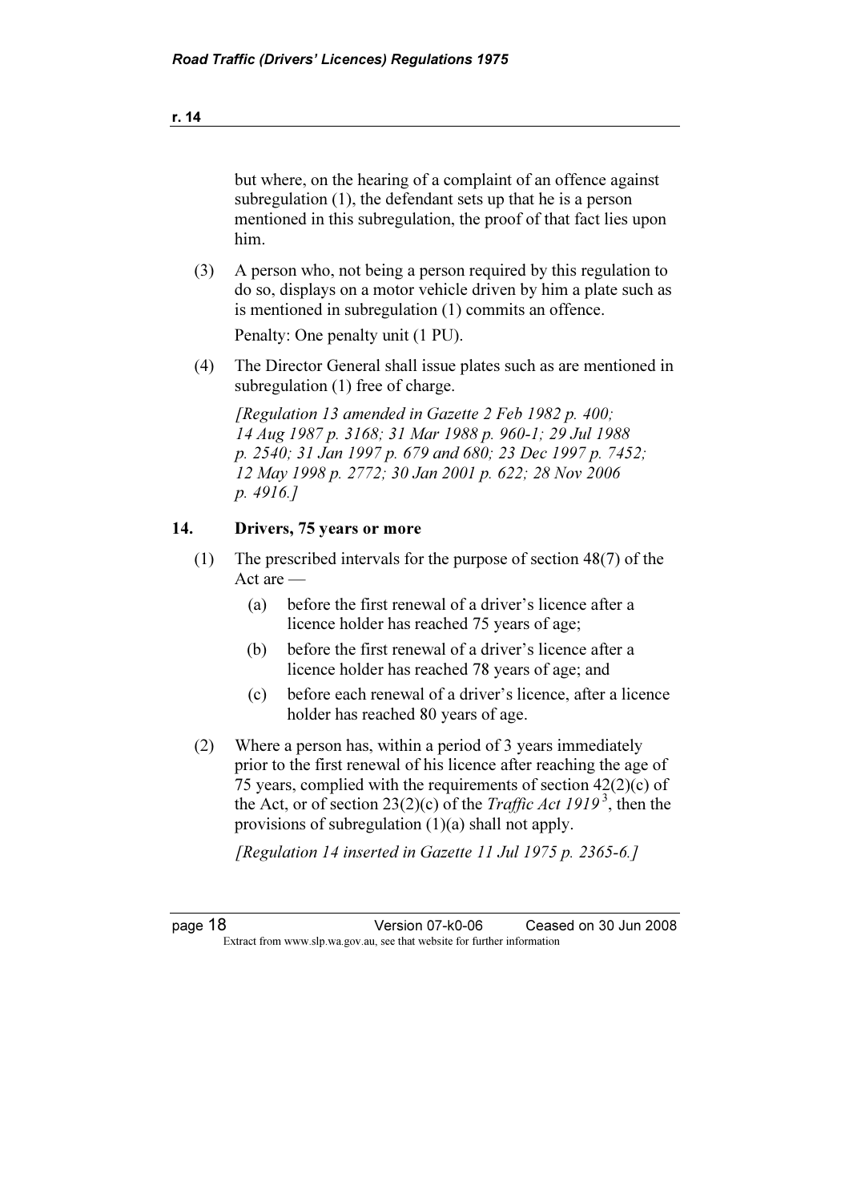but where, on the hearing of a complaint of an offence against subregulation (1), the defendant sets up that he is a person mentioned in this subregulation, the proof of that fact lies upon him.

(3) A person who, not being a person required by this regulation to do so, displays on a motor vehicle driven by him a plate such as is mentioned in subregulation (1) commits an offence.

Penalty: One penalty unit (1 PU).

(4) The Director General shall issue plates such as are mentioned in subregulation (1) free of charge.

*[Regulation 13 amended in Gazette 2 Feb 1982 p. 400; 14 Aug 1987 p. 3168; 31 Mar 1988 p. 960-1; 29 Jul 1988 p. 2540; 31 Jan 1997 p. 679 and 680; 23 Dec 1997 p. 7452; 12 May 1998 p. 2772; 30 Jan 2001 p. 622; 28 Nov 2006 p. 4916.]*

### 14. Drivers, 75 years or more

(1) The prescribed intervals for the purpose of section 48(7) of the Act are —

(a) before the first renewal of a driver's licence after a licence holder has reached 75 years of age;

(b) before the first renewal of a driver's licence after a licence holder has reached 78 years of age; and

(c) before each renewal of a driver's licence, after a licence holder has reached 80 years of age.

(2) Where a person has, within a period of 3 years immediately prior to the first renewal of his licence after reaching the age of 75 years, complied with the requirements of section 42(2)(c) of the Act, or of section 23(2)(c) of the *Traffic Act 1919* [3], then the provisions of subregulation (1)(a) shall not apply.

*[Regulation 14 inserted in Gazette 11 Jul 1975 p. 2365-6.]*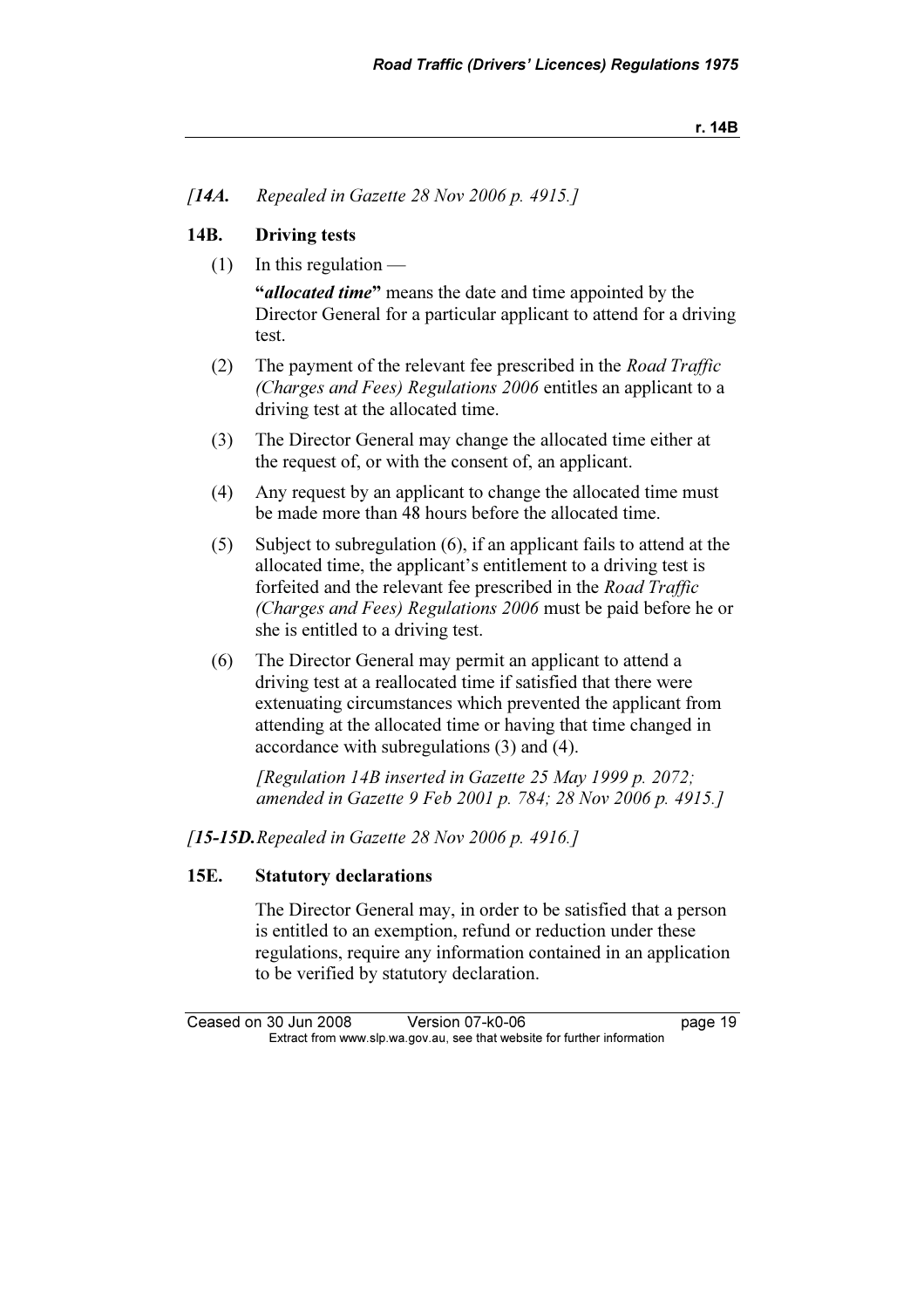*[**14A.** Repealed in Gazette 28 Nov 2006 p. 4915.]*

**14B. Driving tests**

(1) In this regulation —

"***allocated time***" means the date and time appointed by the Director General for a particular applicant to attend for a driving test.

(2) The payment of the relevant fee prescribed in the *Road Traffic (Charges and Fees) Regulations 2006* entitles an applicant to a driving test at the allocated time.

(3) The Director General may change the allocated time either at the request of, or with the consent of, an applicant.

(4) Any request by an applicant to change the allocated time must be made more than 48 hours before the allocated time.

(5) Subject to subregulation (6), if an applicant fails to attend at the allocated time, the applicant's entitlement to a driving test is forfeited and the relevant fee prescribed in the *Road Traffic (Charges and Fees) Regulations 2006* must be paid before he or she is entitled to a driving test.

(6) The Director General may permit an applicant to attend a driving test at a reallocated time if satisfied that there were extenuating circumstances which prevented the applicant from attending at the allocated time or having that time changed in accordance with subregulations (3) and (4).

*[Regulation 14B inserted in Gazette 25 May 1999 p. 2072; amended in Gazette 9 Feb 2001 p. 784; 28 Nov 2006 p. 4915.]*

*[**15-15D.** Repealed in Gazette 28 Nov 2006 p. 4916.]*

**15E. Statutory declarations**

The Director General may, in order to be satisfied that a person is entitled to an exemption, refund or reduction under these regulations, require any information contained in an application to be verified by statutory declaration.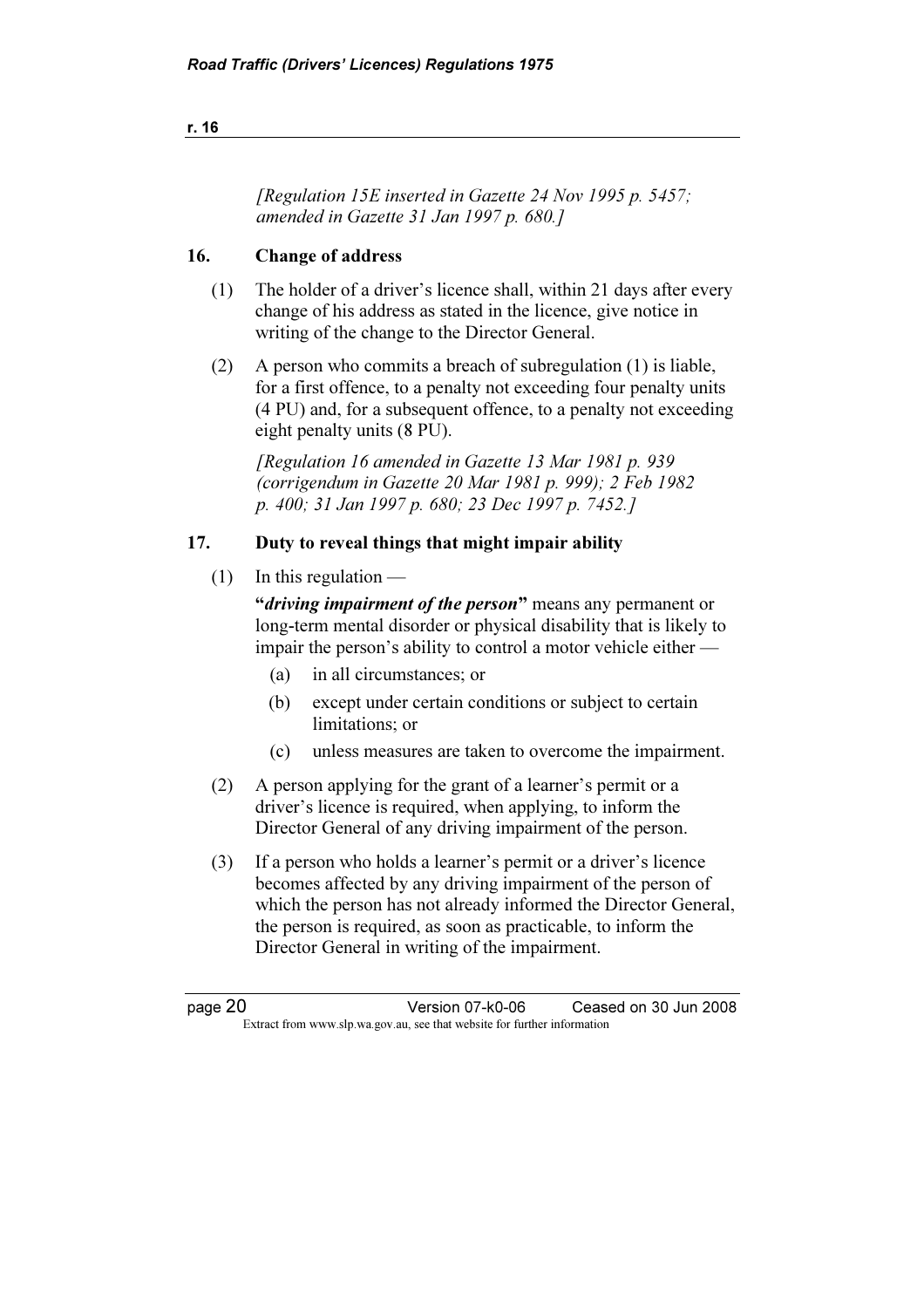*[Regulation 15E inserted in Gazette 24 Nov 1995 p. 5457; amended in Gazette 31 Jan 1997 p. 680.]*

## 16. Change of address

(1) The holder of a driver's licence shall, within 21 days after every change of his address as stated in the licence, give notice in writing of the change to the Director General.

(2) A person who commits a breach of subregulation (1) is liable, for a first offence, to a penalty not exceeding four penalty units (4 PU) and, for a subsequent offence, to a penalty not exceeding eight penalty units (8 PU).

*[Regulation 16 amended in Gazette 13 Mar 1981 p. 939 (corrigendum in Gazette 20 Mar 1981 p. 999); 2 Feb 1982 p. 400; 31 Jan 1997 p. 680; 23 Dec 1997 p. 7452.]*

## 17. Duty to reveal things that might impair ability

(1) In this regulation —

**"*driving impairment of the person*"** means any permanent or long-term mental disorder or physical disability that is likely to impair the person's ability to control a motor vehicle either —

- (a) in all circumstances; or
- (b) except under certain conditions or subject to certain limitations; or
- (c) unless measures are taken to overcome the impairment.

(2) A person applying for the grant of a learner's permit or a driver's licence is required, when applying, to inform the Director General of any driving impairment of the person.

(3) If a person who holds a learner's permit or a driver's licence becomes affected by any driving impairment of the person of which the person has not already informed the Director General, the person is required, as soon as practicable, to inform the Director General in writing of the impairment.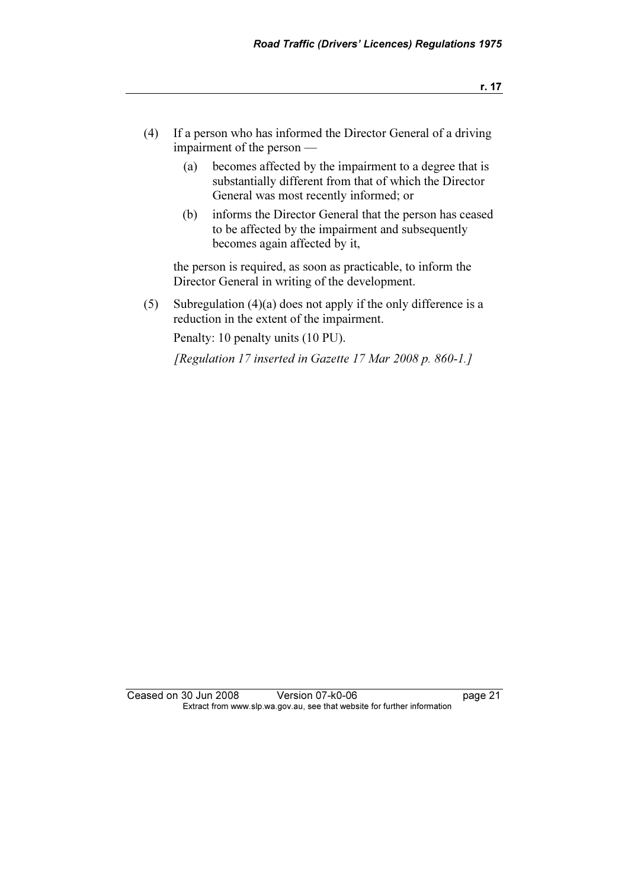(4) If a person who has informed the Director General of a driving impairment of the person —

(a) becomes affected by the impairment to a degree that is substantially different from that of which the Director General was most recently informed; or

(b) informs the Director General that the person has ceased to be affected by the impairment and subsequently becomes again affected by it,

the person is required, as soon as practicable, to inform the Director General in writing of the development.

(5) Subregulation (4)(a) does not apply if the only difference is a reduction in the extent of the impairment.

Penalty: 10 penalty units (10 PU).

*[Regulation 17 inserted in Gazette 17 Mar 2008 p. 860-1.]*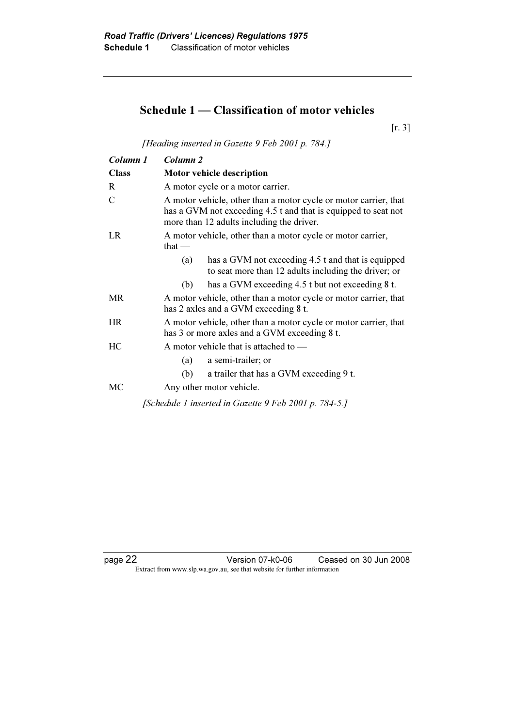# Schedule 1 — Classification of motor vehicles

[r. 3]

*[Heading inserted in Gazette 9 Feb 2001 p. 784.]*

| *Column 1* | *Column 2* |
|---|---|
| **Class** | **Motor vehicle description** |
| R | A motor cycle or a motor carrier. |
| C | A motor vehicle, other than a motor cycle or motor carrier, that has a GVM not exceeding 4.5 t and that is equipped to seat not more than 12 adults including the driver. |
| LR | A motor vehicle, other than a motor cycle or motor carrier, that — (a) has a GVM not exceeding 4.5 t and that is equipped to seat more than 12 adults including the driver; or (b) has a GVM exceeding 4.5 t but not exceeding 8 t. |
| MR | A motor vehicle, other than a motor cycle or motor carrier, that has 2 axles and a GVM exceeding 8 t. |
| HR | A motor vehicle, other than a motor cycle or motor carrier, that has 3 or more axles and a GVM exceeding 8 t. |
| HC | A motor vehicle that is attached to — (a) a semi-trailer; or (b) a trailer that has a GVM exceeding 9 t. |
| MC | Any other motor vehicle. |

*[Schedule 1 inserted in Gazette 9 Feb 2001 p. 784-5.]*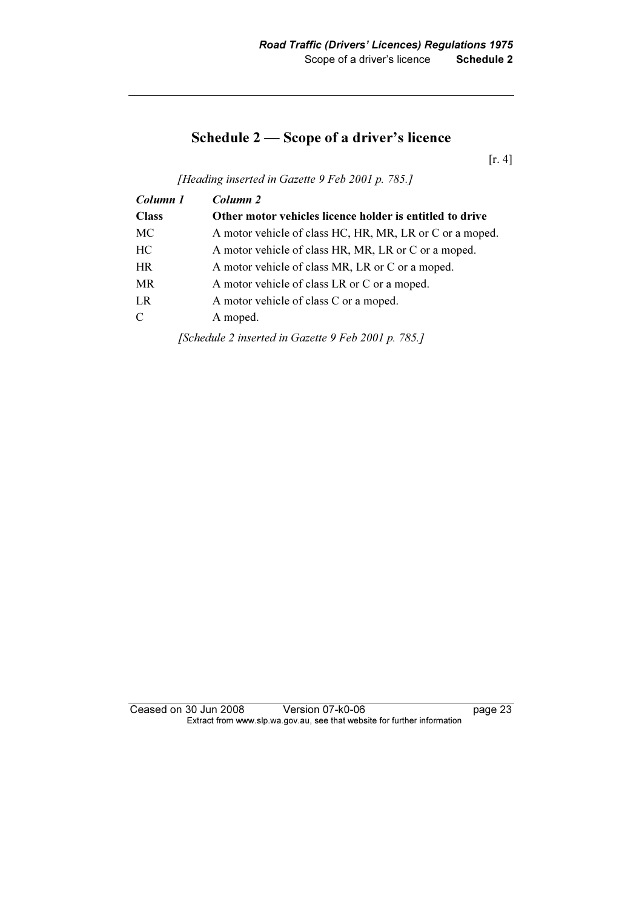## Schedule 2 — Scope of a driver's licence

[r. 4]

*[Heading inserted in Gazette 9 Feb 2001 p. 785.]*

| ***Column 1*** | ***Column 2*** |
|---|---|
| **Class** | **Other motor vehicles licence holder is entitled to drive** |
| MC | A motor vehicle of class HC, HR, MR, LR or C or a moped. |
| HC | A motor vehicle of class HR, MR, LR or C or a moped. |
| HR | A motor vehicle of class MR, LR or C or a moped. |
| MR | A motor vehicle of class LR or C or a moped. |
| LR | A motor vehicle of class C or a moped. |
| C | A moped. |

*[Schedule 2 inserted in Gazette 9 Feb 2001 p. 785.]*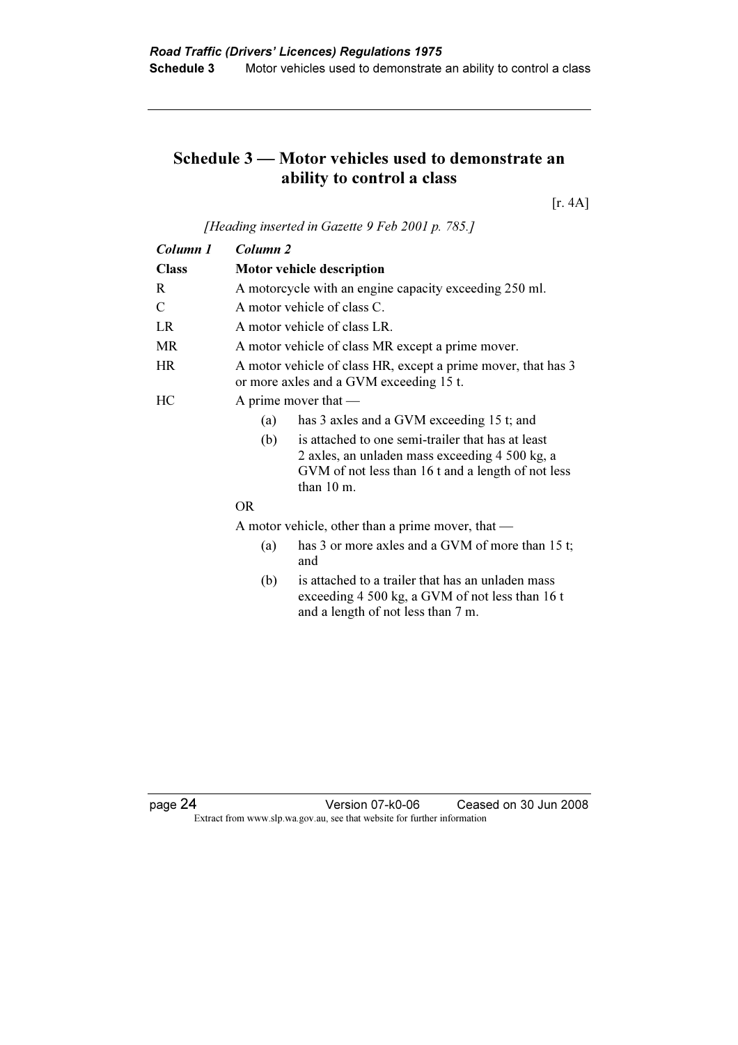## Schedule 3 — Motor vehicles used to demonstrate an ability to control a class

[r. 4A]

*[Heading inserted in Gazette 9 Feb 2001 p. 785.]*

| *Column 1* | *Column 2* |
|---|---|
| **Class** | **Motor vehicle description** |
| R | A motorcycle with an engine capacity exceeding 250 ml. |
| C | A motor vehicle of class C. |
| LR | A motor vehicle of class LR. |
| MR | A motor vehicle of class MR except a prime mover. |
| HR | A motor vehicle of class HR, except a prime mover, that has 3 or more axles and a GVM exceeding 15 t. |
| HC | A prime mover that — (a) has 3 axles and a GVM exceeding 15 t; and (b) is attached to one semi-trailer that has at least 2 axles, an unladen mass exceeding 4 500 kg, a GVM of not less than 16 t and a length of not less than 10 m. OR A motor vehicle, other than a prime mover, that — (a) has 3 or more axles and a GVM of more than 15 t; and (b) is attached to a trailer that has an unladen mass exceeding 4 500 kg, a GVM of not less than 16 t and a length of not less than 7 m. |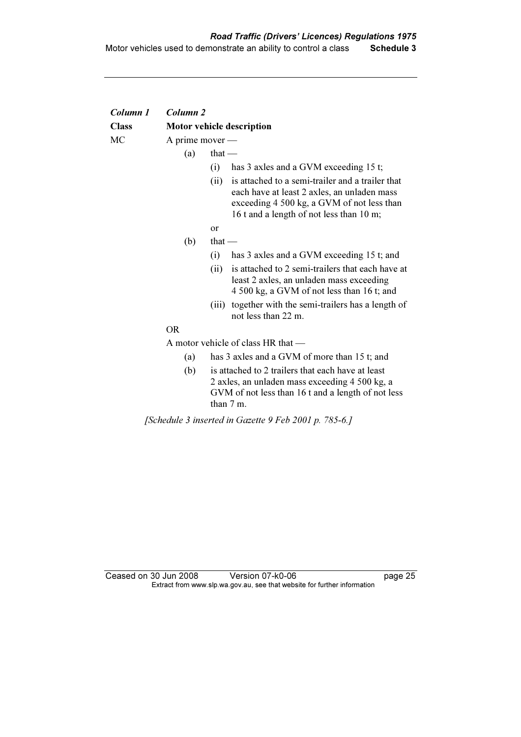| *Column 1* | *Column 2* |
|---|---|
| **Class** | **Motor vehicle description** |
| MC | A prime mover —<br>(a) that —<br>(i) has 3 axles and a GVM exceeding 15 t;<br>(ii) is attached to a semi-trailer and a trailer that each have at least 2 axles, an unladen mass exceeding 4 500 kg, a GVM of not less than 16 t and a length of not less than 10 m;<br>or<br>(b) that —<br>(i) has 3 axles and a GVM exceeding 15 t; and<br>(ii) is attached to 2 semi-trailers that each have at least 2 axles, an unladen mass exceeding 4 500 kg, a GVM of not less than 16 t; and<br>(iii) together with the semi-trailers has a length of not less than 22 m.<br>OR<br>A motor vehicle of class HR that —<br>(a) has 3 axles and a GVM of more than 15 t; and<br>(b) is attached to 2 trailers that each have at least 2 axles, an unladen mass exceeding 4 500 kg, a GVM of not less than 16 t and a length of not less than 7 m. |

*[Schedule 3 inserted in Gazette 9 Feb 2001 p. 785-6.]*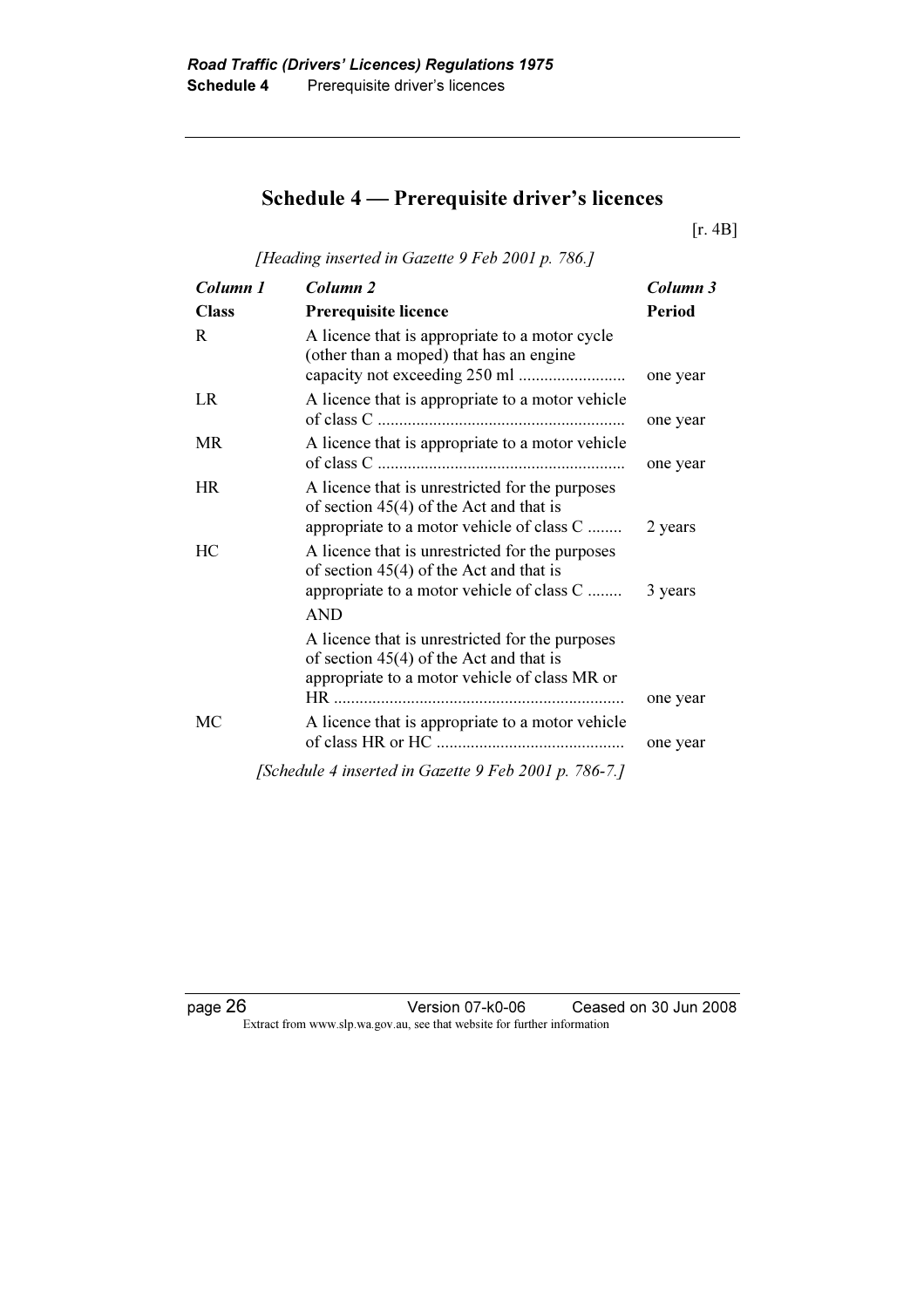# Schedule 4 — Prerequisite driver's licences

[r. 4B]

*[Heading inserted in Gazette 9 Feb 2001 p. 786.]*

| *Column 1* **Class** | *Column 2* **Prerequisite licence** | *Column 3* **Period** |
|---|---|---|
| R | A licence that is appropriate to a motor cycle (other than a moped) that has an engine capacity not exceeding 250 ml ......................... | one year |
| LR | A licence that is appropriate to a motor vehicle of class C .......................................................... | one year |
| MR | A licence that is appropriate to a motor vehicle of class C .......................................................... | one year |
| HR | A licence that is unrestricted for the purposes of section 45(4) of the Act and that is appropriate to a motor vehicle of class C ........ | 2 years |
| HC | A licence that is unrestricted for the purposes of section 45(4) of the Act and that is appropriate to a motor vehicle of class C ........ | 3 years |
| | AND | |
| | A licence that is unrestricted for the purposes of section 45(4) of the Act and that is appropriate to a motor vehicle of class MR or HR ................................................................... | one year |
| MC | A licence that is appropriate to a motor vehicle of class HR or HC ........................................... | one year |

*[Schedule 4 inserted in Gazette 9 Feb 2001 p. 786-7.]*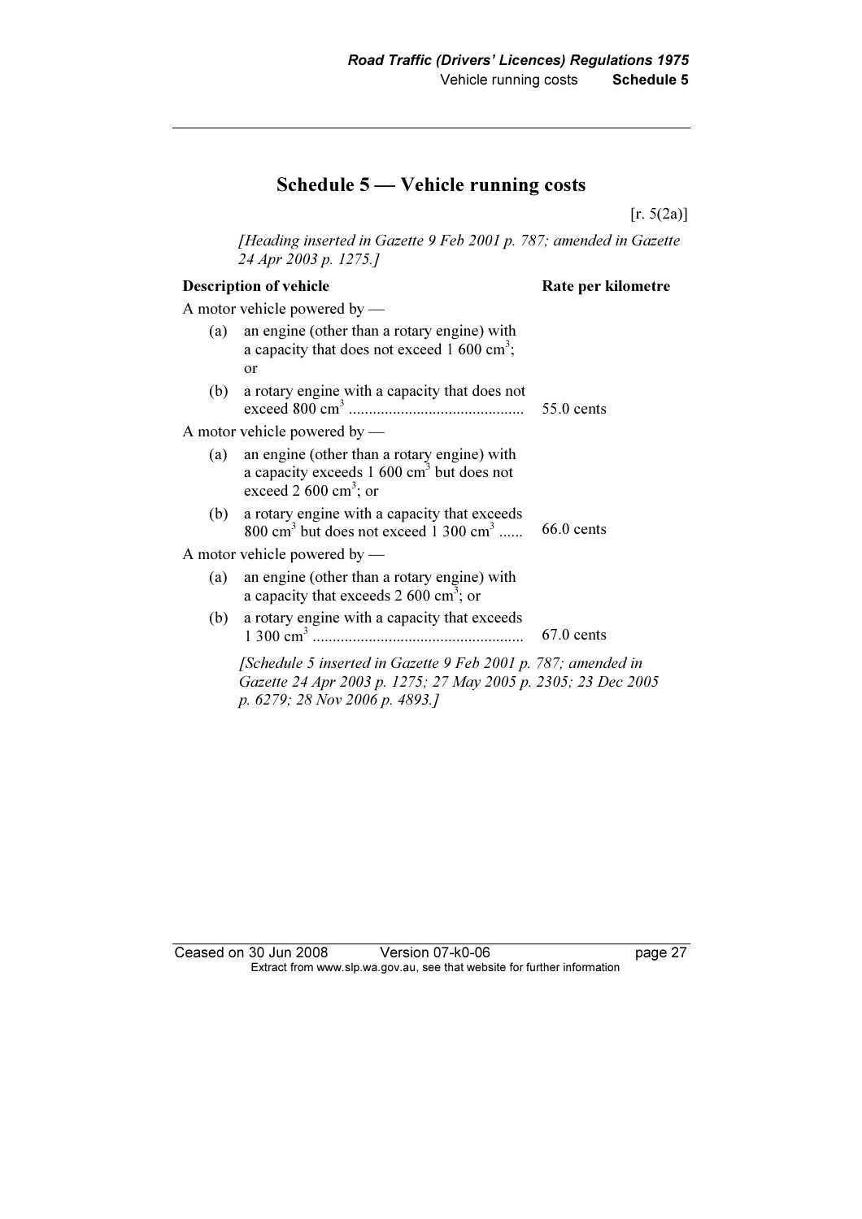# Schedule 5 — Vehicle running costs

[r. 5(2a)]

*[Heading inserted in Gazette 9 Feb 2001 p. 787; amended in Gazette 24 Apr 2003 p. 1275.]*

| Description of vehicle | Rate per kilometre |
|---|---|
| A motor vehicle powered by — (a) an engine (other than a rotary engine) with a capacity that does not exceed 1 600 $cm^3$; or (b) a rotary engine with a capacity that does not exceed 800 $cm^3$ | 55.0 cents |
| A motor vehicle powered by — (a) an engine (other than a rotary engine) with a capacity exceeds 1 600 $cm^3$ but does not exceed 2 600 $cm^3$; or (b) a rotary engine with a capacity that exceeds 800 $cm^3$ but does not exceed 1 300 $cm^3$ | 66.0 cents |
| A motor vehicle powered by — (a) an engine (other than a rotary engine) with a capacity that exceeds 2 600 $cm^3$; or (b) a rotary engine with a capacity that exceeds 1 300 $cm^3$ | 67.0 cents |

*[Schedule 5 inserted in Gazette 9 Feb 2001 p. 787; amended in Gazette 24 Apr 2003 p. 1275; 27 May 2005 p. 2305; 23 Dec 2005 p. 6279; 28 Nov 2006 p. 4893.]*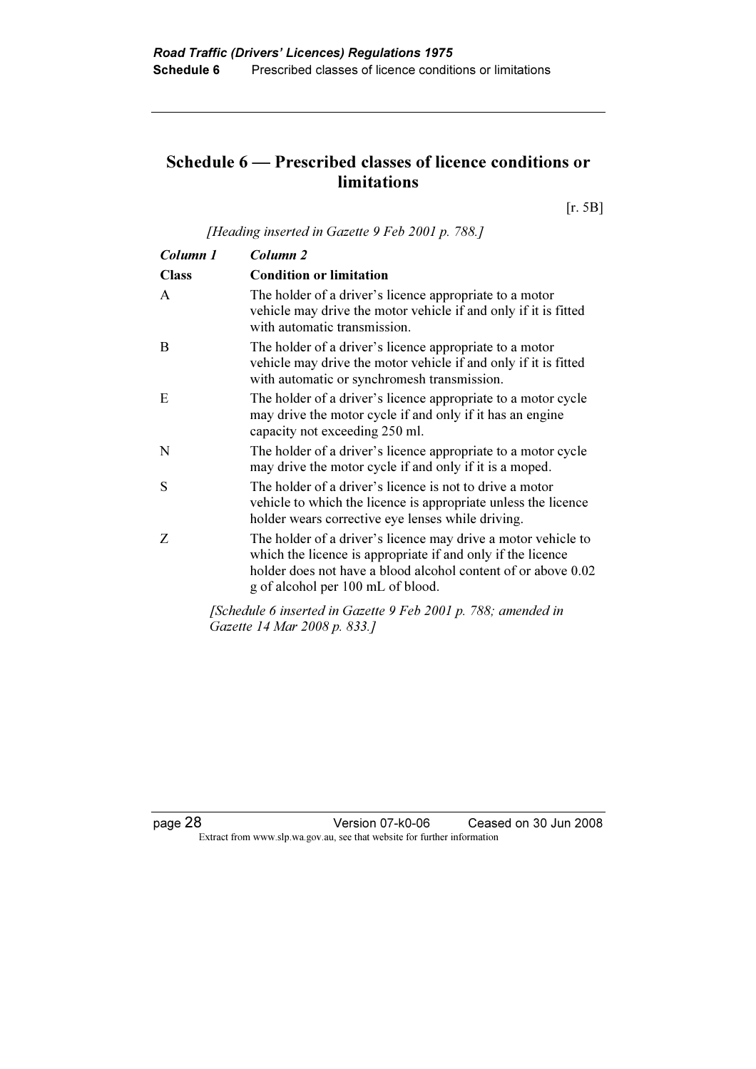# Schedule 6 — Prescribed classes of licence conditions or limitations

[r. 5B]

*[Heading inserted in Gazette 9 Feb 2001 p. 788.]*

| *Column 1* | *Column 2* |
|---|---|
| **Class** | **Condition or limitation** |
| A | The holder of a driver's licence appropriate to a motor vehicle may drive the motor vehicle if and only if it is fitted with automatic transmission. |
| B | The holder of a driver's licence appropriate to a motor vehicle may drive the motor vehicle if and only if it is fitted with automatic or synchromesh transmission. |
| E | The holder of a driver's licence appropriate to a motor cycle may drive the motor cycle if and only if it has an engine capacity not exceeding 250 ml. |
| N | The holder of a driver's licence appropriate to a motor cycle may drive the motor cycle if and only if it is a moped. |
| S | The holder of a driver's licence is not to drive a motor vehicle to which the licence is appropriate unless the licence holder wears corrective eye lenses while driving. |
| Z | The holder of a driver's licence may drive a motor vehicle to which the licence is appropriate if and only if the licence holder does not have a blood alcohol content of or above 0.02 g of alcohol per 100 mL of blood. |

*[Schedule 6 inserted in Gazette 9 Feb 2001 p. 788; amended in Gazette 14 Mar 2008 p. 833.]*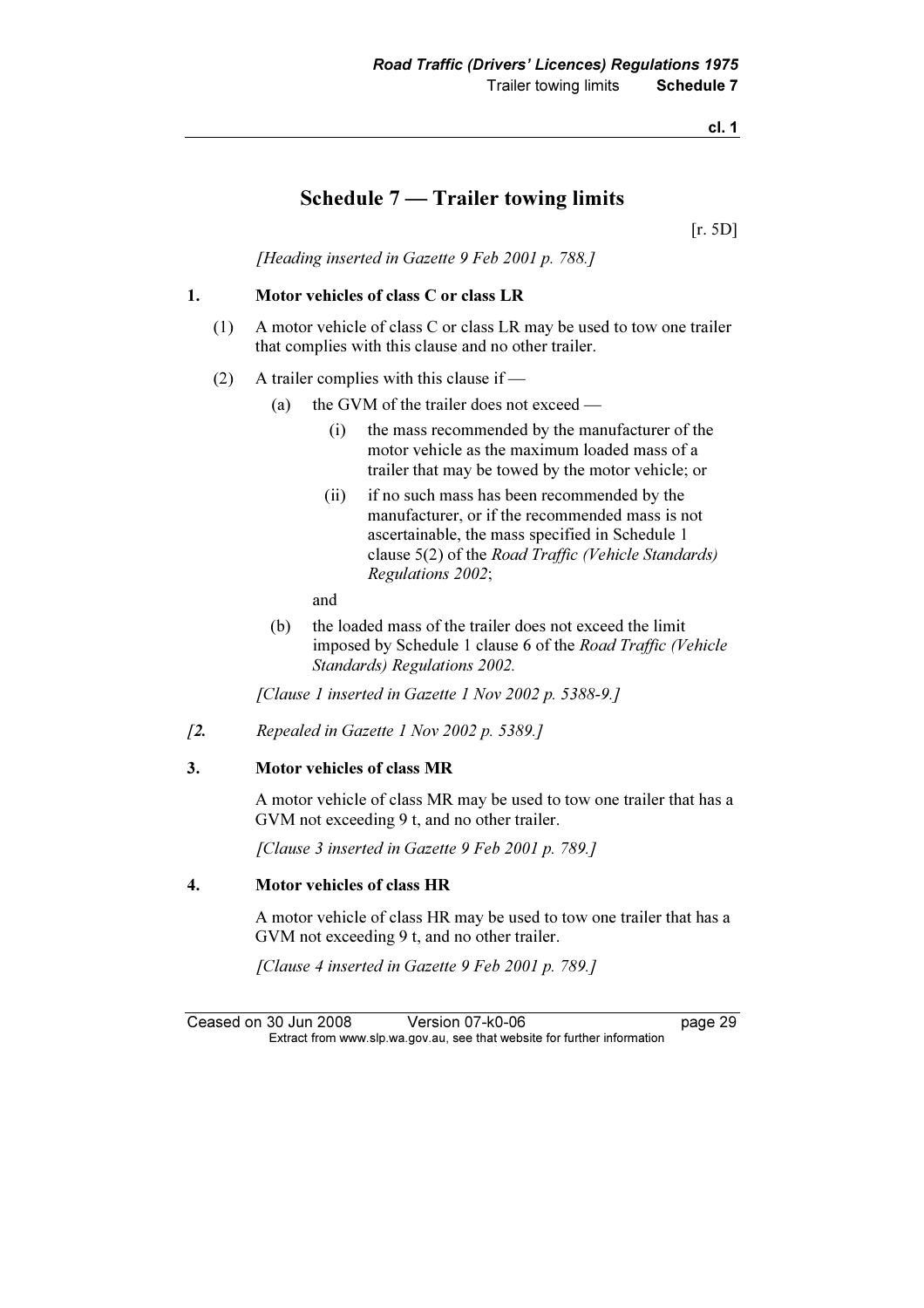# Schedule 7 — Trailer towing limits

[r. 5D]

*[Heading inserted in Gazette 9 Feb 2001 p. 788.]*

**1. Motor vehicles of class C or class LR**

(1) A motor vehicle of class C or class LR may be used to tow one trailer that complies with this clause and no other trailer.

(2) A trailer complies with this clause if —

(a) the GVM of the trailer does not exceed —

(i) the mass recommended by the manufacturer of the motor vehicle as the maximum loaded mass of a trailer that may be towed by the motor vehicle; or

(ii) if no such mass has been recommended by the manufacturer, or if the recommended mass is not ascertainable, the mass specified in Schedule 1 clause 5(2) of the *Road Traffic (Vehicle Standards) Regulations 2002*;

and

(b) the loaded mass of the trailer does not exceed the limit imposed by Schedule 1 clause 6 of the *Road Traffic (Vehicle Standards) Regulations 2002.*

*[Clause 1 inserted in Gazette 1 Nov 2002 p. 5388-9.]*

*[**2.** Repealed in Gazette 1 Nov 2002 p. 5389.]*

**3. Motor vehicles of class MR**

A motor vehicle of class MR may be used to tow one trailer that has a GVM not exceeding 9 t, and no other trailer.

*[Clause 3 inserted in Gazette 9 Feb 2001 p. 789.]*

**4. Motor vehicles of class HR**

A motor vehicle of class HR may be used to tow one trailer that has a GVM not exceeding 9 t, and no other trailer.

*[Clause 4 inserted in Gazette 9 Feb 2001 p. 789.]*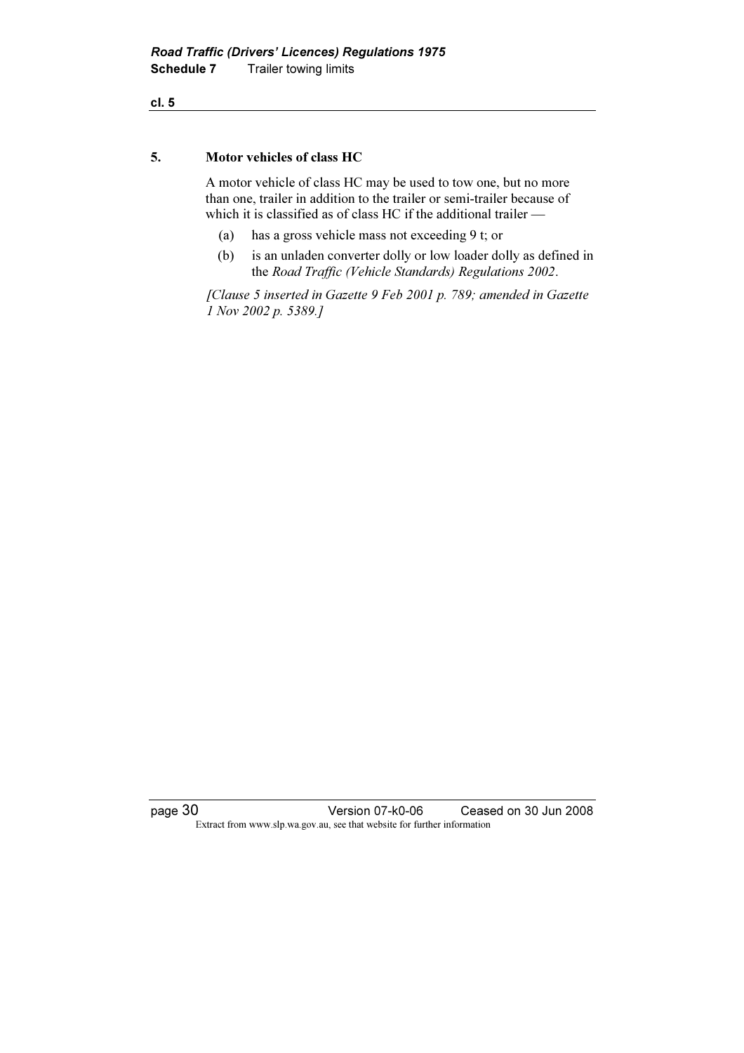## 5. Motor vehicles of class HC

A motor vehicle of class HC may be used to tow one, but no more than one, trailer in addition to the trailer or semi-trailer because of which it is classified as of class HC if the additional trailer —

(a) has a gross vehicle mass not exceeding 9 t; or

(b) is an unladen converter dolly or low loader dolly as defined in the *Road Traffic (Vehicle Standards) Regulations 2002*.

*[Clause 5 inserted in Gazette 9 Feb 2001 p. 789; amended in Gazette 1 Nov 2002 p. 5389.]*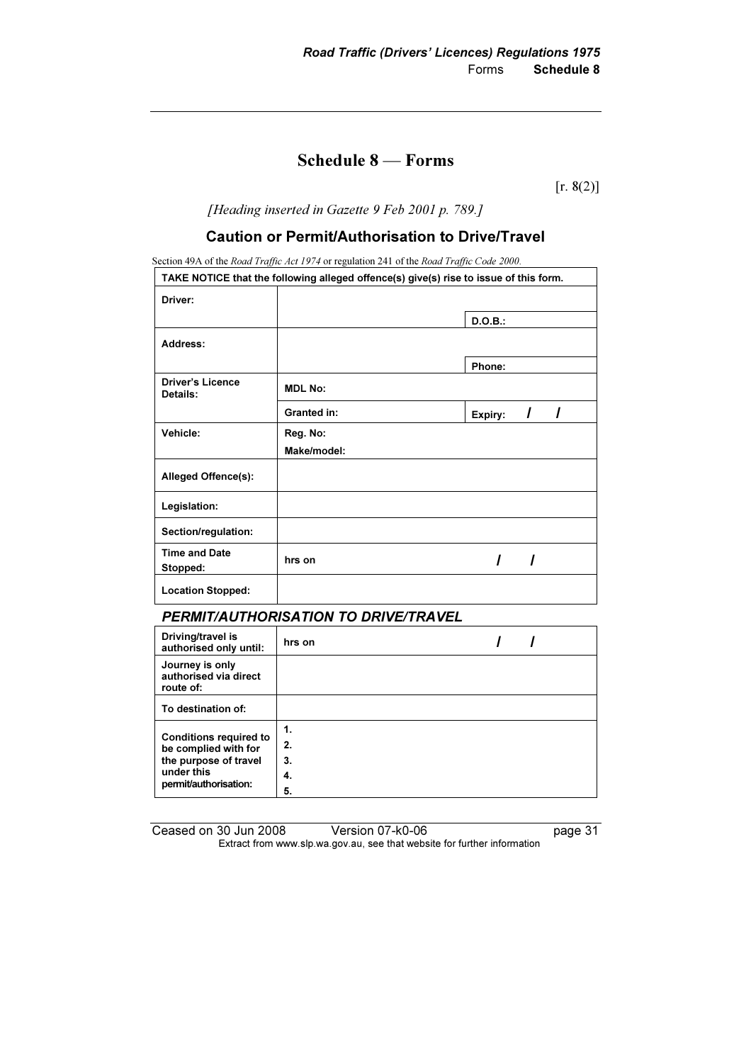# Schedule 8 — Forms

[r. 8(2)]

*[Heading inserted in Gazette 9 Feb 2001 p. 789.]*

## Caution or Permit/Authorisation to Drive/Travel

Section 49A of the *Road Traffic Act 1974* or regulation 241 of the *Road Traffic Code 2000.*

| **TAKE NOTICE that the following alleged offence(s) give(s) rise to issue of this form.** | | |
|---|---|---|
| **Driver:** | | **D.O.B.:** |
| **Address:** | | **Phone:** |
| **Driver's Licence Details:** | **MDL No:** | |
| | **Granted in:** | **Expiry: / /** |
| **Vehicle:** | **Reg. No:** <br> **Make/model:** | |
| **Alleged Offence(s):** | | |
| **Legislation:** | | |
| **Section/regulation:** | | |
| **Time and Date Stopped:** | **hrs on** | **/ /** |
| **Location Stopped:** | | |

### *PERMIT/AUTHORISATION TO DRIVE/TRAVEL*

| | | |
|---|---|---|
| **Driving/travel is authorised only until:** | **hrs on** | **/ /** |
| **Journey is only authorised via direct route of:** | | |
| **To destination of:** | | |
| **Conditions required to be complied with for the purpose of travel under this permit/authorisation:** | **1.** <br> **2.** <br> **3.** <br> **4.** <br> **5.** | |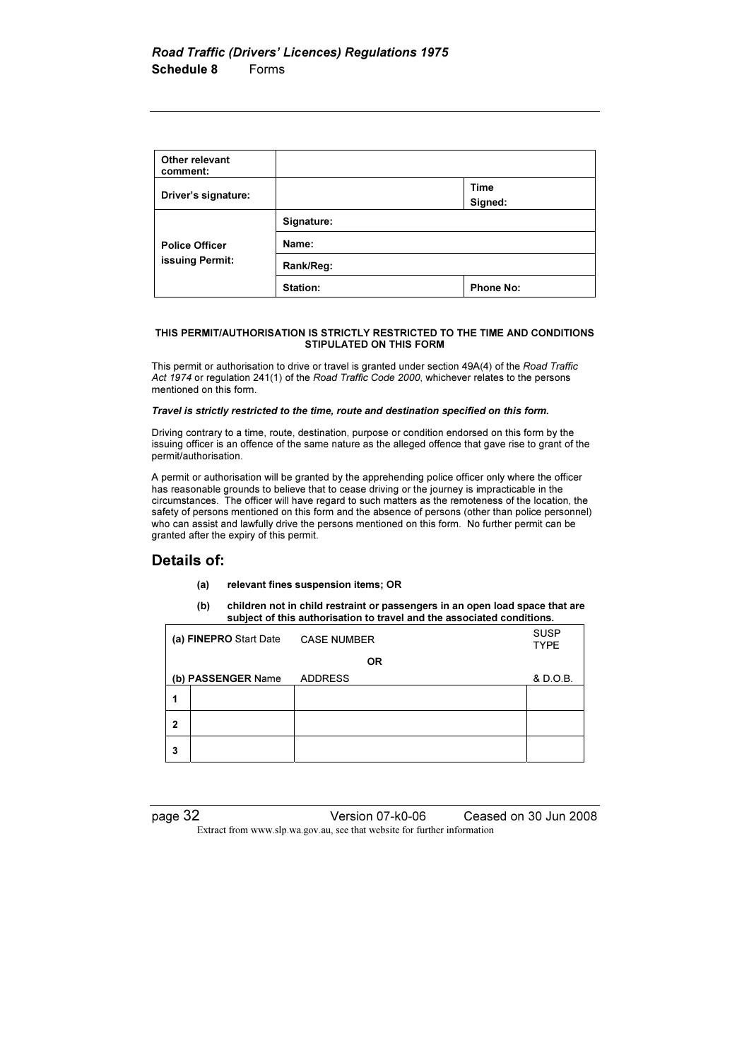| Other relevant comment: | | |
|---|---|---|
| Driver's signature: | | Time Signed: |
| Police Officer issuing Permit: | Signature: | |
| | Name: | |
| | Rank/Reg: | |
| | Station: | Phone No: |

**THIS PERMIT/AUTHORISATION IS STRICTLY RESTRICTED TO THE TIME AND CONDITIONS STIPULATED ON THIS FORM**

This permit or authorisation to drive or travel is granted under section 49A(4) of the *Road Traffic Act 1974* or regulation 241(1) of the *Road Traffic Code 2000*, whichever relates to the persons mentioned on this form.

***Travel is strictly restricted to the time, route and destination specified on this form.***

Driving contrary to a time, route, destination, purpose or condition endorsed on this form by the issuing officer is an offence of the same nature as the alleged offence that gave rise to grant of the permit/authorisation.

A permit or authorisation will be granted by the apprehending police officer only where the officer has reasonable grounds to believe that to cease driving or the journey is impracticable in the circumstances. The officer will have regard to such matters as the remoteness of the location, the safety of persons mentioned on this form and the absence of persons (other than police personnel) who can assist and lawfully drive the persons mentioned on this form. No further permit can be granted after the expiry of this permit.

## Details of:

**(a) relevant fines suspension items; OR**

**(b) children not in child restraint or passengers in an open load space that are subject of this authorisation to travel and the associated conditions.**

| | (a) **FINEPRO** Start Date | CASE NUMBER | SUSP TYPE |
|---|---|---|---|
| | | **OR** | |
| | (b) **PASSENGER** Name | ADDRESS | & D.O.B. |
| **1** | | | |
| **2** | | | |
| **3** | | | |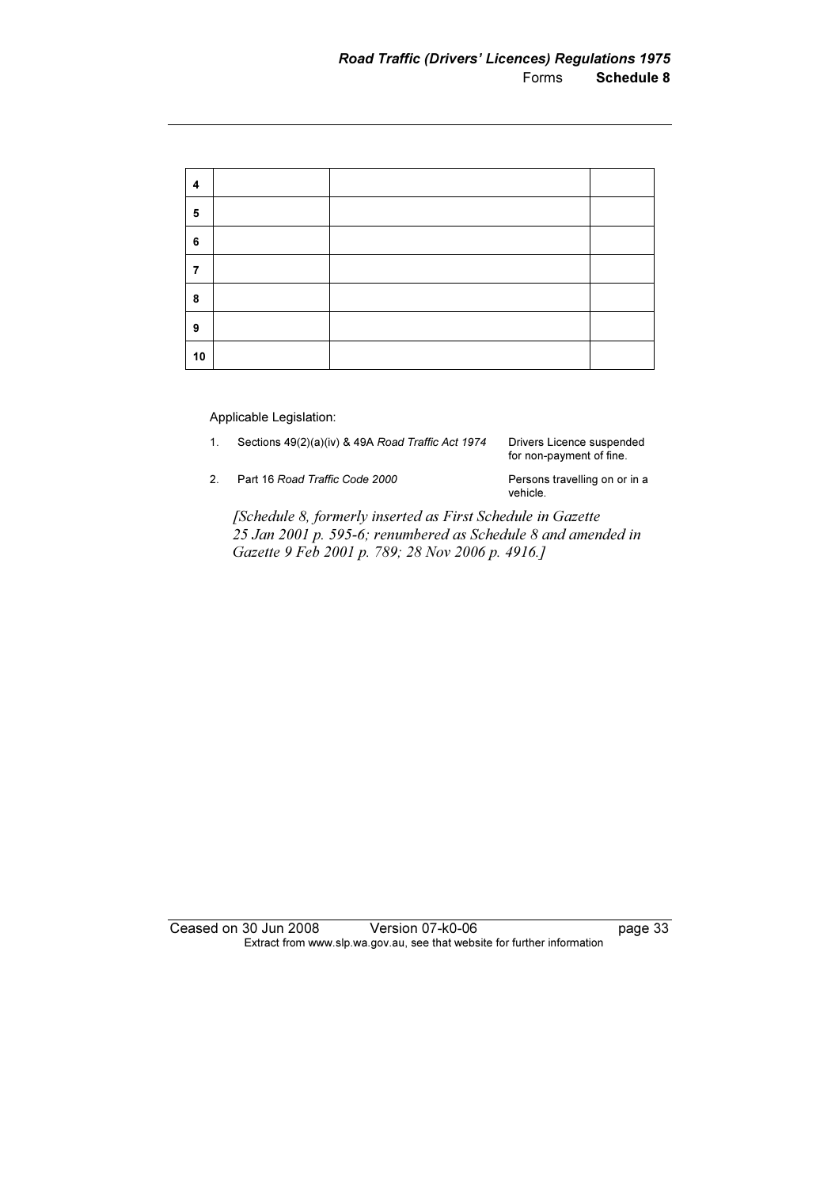| | | | |
|---|---|---|---|
| **4** | | | |
| **5** | | | |
| **6** | | | |
| **7** | | | |
| **8** | | | |
| **9** | | | |
| **10** | | | |

Applicable Legislation:

1. Sections 49(2)(a)(iv) & 49A *Road Traffic Act 1974* — Drivers Licence suspended for non-payment of fine.
2. Part 16 *Road Traffic Code 2000* — Persons travelling on or in a vehicle.

*[Schedule 8, formerly inserted as First Schedule in Gazette 25 Jan 2001 p. 595-6; renumbered as Schedule 8 and amended in Gazette 9 Feb 2001 p. 789; 28 Nov 2006 p. 4916.]*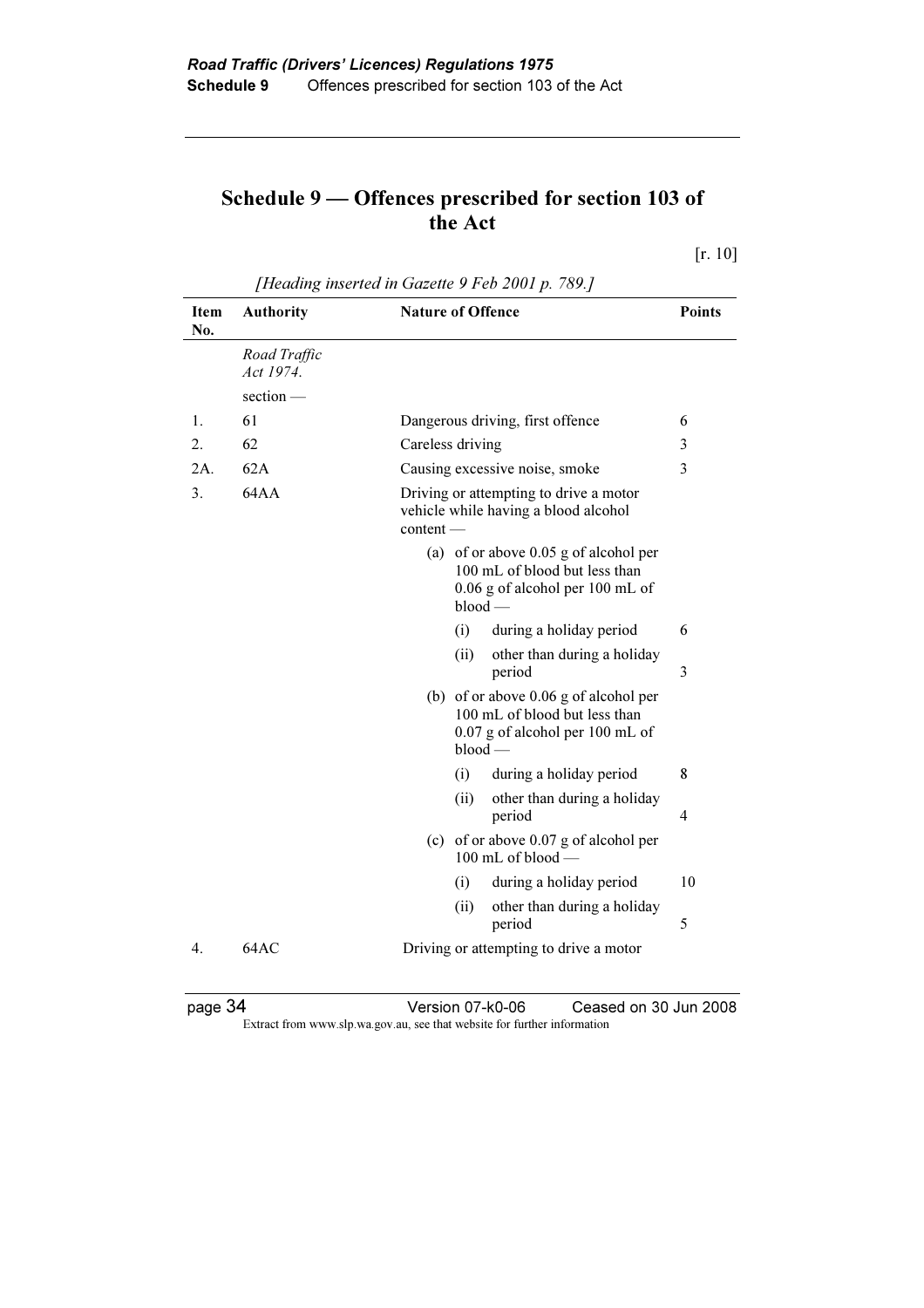# Schedule 9 — Offences prescribed for section 103 of the Act

[r. 10]

*[Heading inserted in Gazette 9 Feb 2001 p. 789.]*

| Item No. | Authority | Nature of Offence | Points |
|---|---|---|---|
| | *Road Traffic Act 1974.* | | |
| | section — | | |
| 1. | 61 | Dangerous driving, first offence | 6 |
| 2. | 62 | Careless driving | 3 |
| 2A. | 62A | Causing excessive noise, smoke | 3 |
| 3. | 64AA | Driving or attempting to drive a motor vehicle while having a blood alcohol content — | |
| | | (a) of or above 0.05 g of alcohol per 100 mL of blood but less than 0.06 g of alcohol per 100 mL of blood — | |
| | | (i) during a holiday period | 6 |
| | | (ii) other than during a holiday period | 3 |
| | | (b) of or above 0.06 g of alcohol per 100 mL of blood but less than 0.07 g of alcohol per 100 mL of blood — | |
| | | (i) during a holiday period | 8 |
| | | (ii) other than during a holiday period | 4 |
| | | (c) of or above 0.07 g of alcohol per 100 mL of blood — | |
| | | (i) during a holiday period | 10 |
| | | (ii) other than during a holiday period | 5 |
| 4. | 64AC | Driving or attempting to drive a motor | |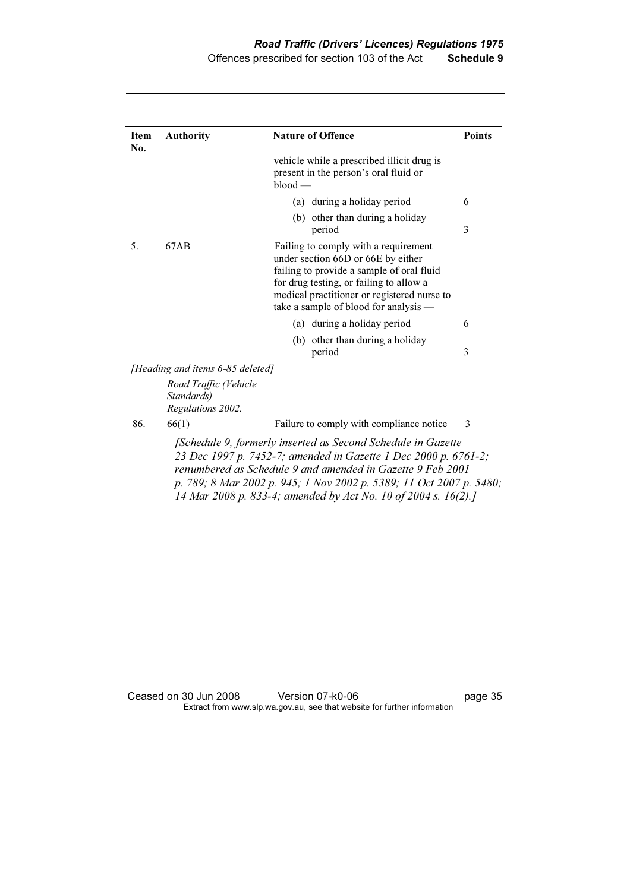| Item No. | Authority | Nature of Offence | Points |
|---|---|---|---|
| | | vehicle while a prescribed illicit drug is present in the person's oral fluid or blood — | |
| | | (a) during a holiday period | 6 |
| | | (b) other than during a holiday period | 3 |
| 5. | 67AB | Failing to comply with a requirement under section 66D or 66E by either failing to provide a sample of oral fluid for drug testing, or failing to allow a medical practitioner or registered nurse to take a sample of blood for analysis — | |
| | | (a) during a holiday period | 6 |
| | | (b) other than during a holiday period | 3 |
| *[Heading and items 6-85 deleted]* | | | |
| | *Road Traffic (Vehicle Standards) Regulations 2002.* | | |
| 86. | 66(1) | Failure to comply with compliance notice | 3 |

*[Schedule 9, formerly inserted as Second Schedule in Gazette 23 Dec 1997 p. 7452-7; amended in Gazette 1 Dec 2000 p. 6761-2; renumbered as Schedule 9 and amended in Gazette 9 Feb 2001 p. 789; 8 Mar 2002 p. 945; 1 Nov 2002 p. 5389; 11 Oct 2007 p. 5480; 14 Mar 2008 p. 833-4; amended by Act No. 10 of 2004 s. 16(2).]*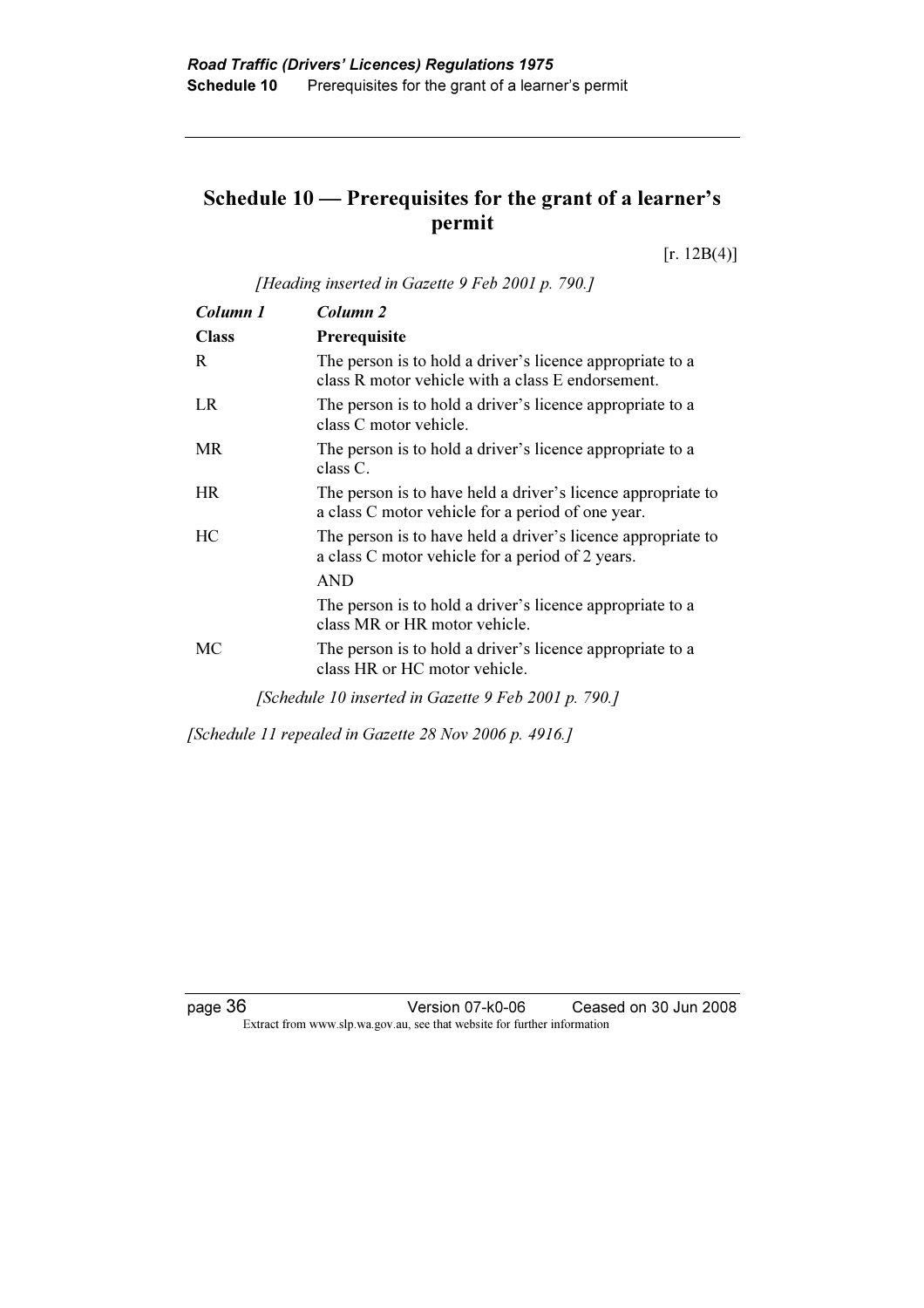## Schedule 10 — Prerequisites for the grant of a learner's permit

[r. 12B(4)]

*[Heading inserted in Gazette 9 Feb 2001 p. 790.]*

| *Column 1* | *Column 2* |
|---|---|
| **Class** | **Prerequisite** |
| R | The person is to hold a driver's licence appropriate to a class R motor vehicle with a class E endorsement. |
| LR | The person is to hold a driver's licence appropriate to a class C motor vehicle. |
| MR | The person is to hold a driver's licence appropriate to a class C. |
| HR | The person is to have held a driver's licence appropriate to a class C motor vehicle for a period of one year. |
| HC | The person is to have held a driver's licence appropriate to a class C motor vehicle for a period of 2 years. |
| | AND |
| | The person is to hold a driver's licence appropriate to a class MR or HR motor vehicle. |
| MC | The person is to hold a driver's licence appropriate to a class HR or HC motor vehicle. |

*[Schedule 10 inserted in Gazette 9 Feb 2001 p. 790.]*

*[Schedule 11 repealed in Gazette 28 Nov 2006 p. 4916.]*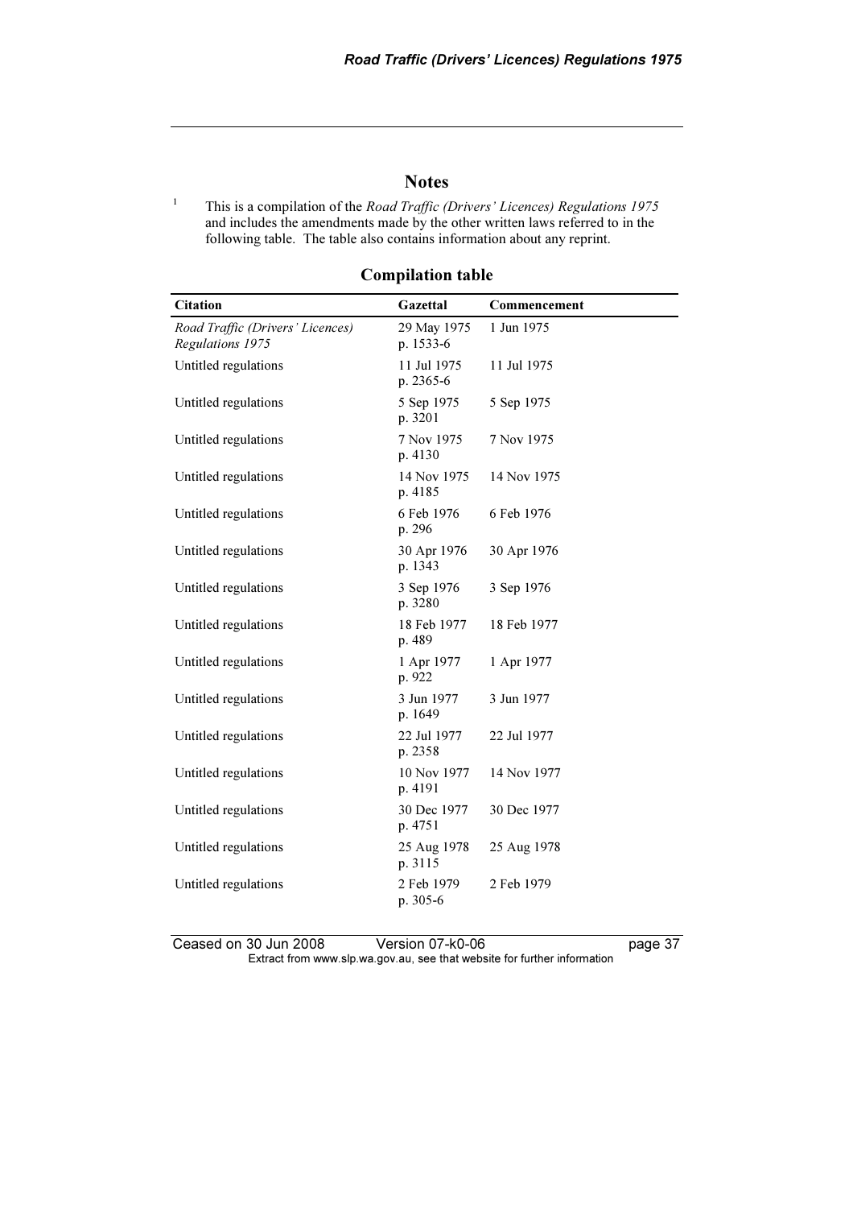## Notes

[1] This is a compilation of the *Road Traffic (Drivers' Licences) Regulations 1975* and includes the amendments made by the other written laws referred to in the following table. The table also contains information about any reprint.

### Compilation table

| Citation | Gazettal | Commencement |
|---|---|---|
| *Road Traffic (Drivers' Licences) Regulations 1975* | 29 May 1975 p. 1533-6 | 1 Jun 1975 |
| Untitled regulations | 11 Jul 1975 p. 2365-6 | 11 Jul 1975 |
| Untitled regulations | 5 Sep 1975 p. 3201 | 5 Sep 1975 |
| Untitled regulations | 7 Nov 1975 p. 4130 | 7 Nov 1975 |
| Untitled regulations | 14 Nov 1975 p. 4185 | 14 Nov 1975 |
| Untitled regulations | 6 Feb 1976 p. 296 | 6 Feb 1976 |
| Untitled regulations | 30 Apr 1976 p. 1343 | 30 Apr 1976 |
| Untitled regulations | 3 Sep 1976 p. 3280 | 3 Sep 1976 |
| Untitled regulations | 18 Feb 1977 p. 489 | 18 Feb 1977 |
| Untitled regulations | 1 Apr 1977 p. 922 | 1 Apr 1977 |
| Untitled regulations | 3 Jun 1977 p. 1649 | 3 Jun 1977 |
| Untitled regulations | 22 Jul 1977 p. 2358 | 22 Jul 1977 |
| Untitled regulations | 10 Nov 1977 p. 4191 | 14 Nov 1977 |
| Untitled regulations | 30 Dec 1977 p. 4751 | 30 Dec 1977 |
| Untitled regulations | 25 Aug 1978 p. 3115 | 25 Aug 1978 |
| Untitled regulations | 2 Feb 1979 p. 305-6 | 2 Feb 1979 |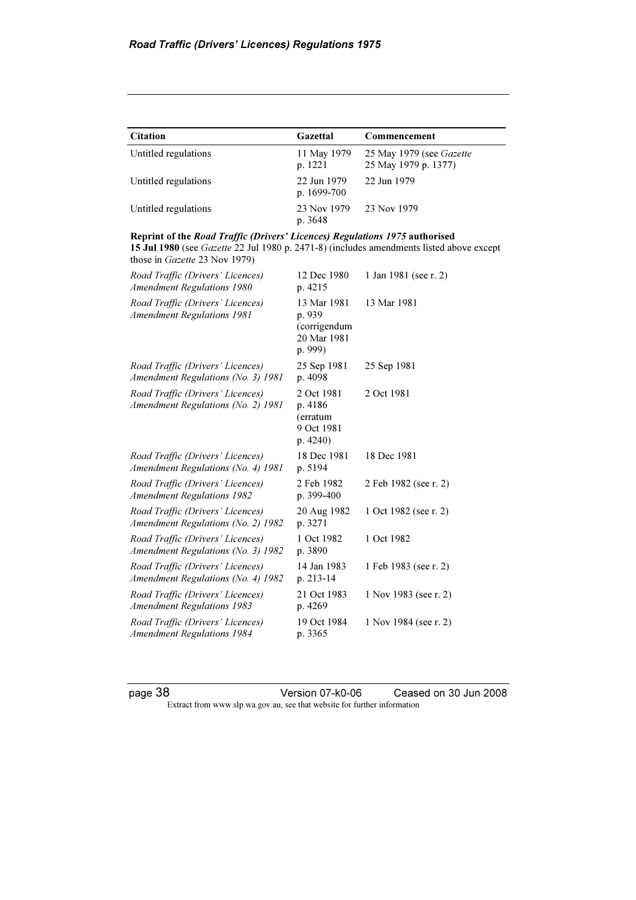| Citation | Gazettal | Commencement |
|---|---|---|
| Untitled regulations | 11 May 1979 p. 1221 | 25 May 1979 (see *Gazette* 25 May 1979 p. 1377) |
| Untitled regulations | 22 Jun 1979 p. 1699-700 | 22 Jun 1979 |
| Untitled regulations | 23 Nov 1979 p. 3648 | 23 Nov 1979 |
| **Reprint of the *Road Traffic (Drivers' Licences) Regulations 1975* authorised 15 Jul 1980** (see *Gazette* 22 Jul 1980 p. 2471-8) (includes amendments listed above except those in *Gazette* 23 Nov 1979) | | |
| *Road Traffic (Drivers' Licences) Amendment Regulations 1980* | 12 Dec 1980 p. 4215 | 1 Jan 1981 (see r. 2) |
| *Road Traffic (Drivers' Licences) Amendment Regulations 1981* | 13 Mar 1981 p. 939 (corrigendum 20 Mar 1981 p. 999) | 13 Mar 1981 |
| *Road Traffic (Drivers' Licences) Amendment Regulations (No. 3) 1981* | 25 Sep 1981 p. 4098 | 25 Sep 1981 |
| *Road Traffic (Drivers' Licences) Amendment Regulations (No. 2) 1981* | 2 Oct 1981 p. 4186 (erratum 9 Oct 1981 p. 4240) | 2 Oct 1981 |
| *Road Traffic (Drivers' Licences) Amendment Regulations (No. 4) 1981* | 18 Dec 1981 p. 5194 | 18 Dec 1981 |
| *Road Traffic (Drivers' Licences) Amendment Regulations 1982* | 2 Feb 1982 p. 399-400 | 2 Feb 1982 (see r. 2) |
| *Road Traffic (Drivers' Licences) Amendment Regulations (No. 2) 1982* | 20 Aug 1982 p. 3271 | 1 Oct 1982 (see r. 2) |
| *Road Traffic (Drivers' Licences) Amendment Regulations (No. 3) 1982* | 1 Oct 1982 p. 3890 | 1 Oct 1982 |
| *Road Traffic (Drivers' Licences) Amendment Regulations (No. 4) 1982* | 14 Jan 1983 p. 213-14 | 1 Feb 1983 (see r. 2) |
| *Road Traffic (Drivers' Licences) Amendment Regulations 1983* | 21 Oct 1983 p. 4269 | 1 Nov 1983 (see r. 2) |
| *Road Traffic (Drivers' Licences) Amendment Regulations 1984* | 19 Oct 1984 p. 3365 | 1 Nov 1984 (see r. 2) |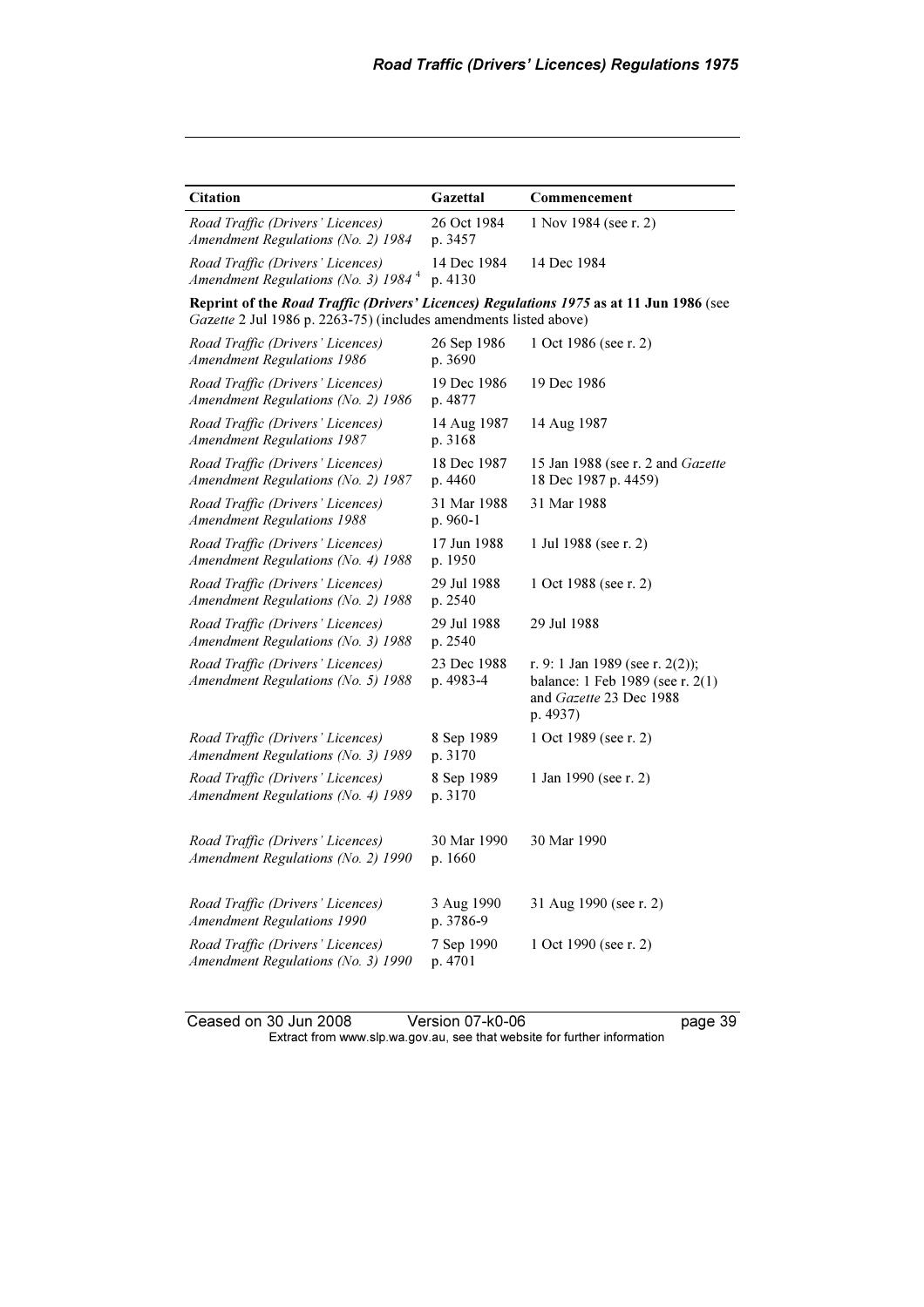| Citation | Gazettal | Commencement |
|---|---|---|
| *Road Traffic (Drivers' Licences) Amendment Regulations (No. 2) 1984* | 26 Oct 1984 p. 3457 | 1 Nov 1984 (see r. 2) |
| *Road Traffic (Drivers' Licences) Amendment Regulations (No. 3) 1984* [4] | 14 Dec 1984 p. 4130 | 14 Dec 1984 |
| **Reprint of the *Road Traffic (Drivers' Licences) Regulations 1975* as at 11 Jun 1986** (see *Gazette* 2 Jul 1986 p. 2263-75) (includes amendments listed above) | | |
| *Road Traffic (Drivers' Licences) Amendment Regulations 1986* | 26 Sep 1986 p. 3690 | 1 Oct 1986 (see r. 2) |
| *Road Traffic (Drivers' Licences) Amendment Regulations (No. 2) 1986* | 19 Dec 1986 p. 4877 | 19 Dec 1986 |
| *Road Traffic (Drivers' Licences) Amendment Regulations 1987* | 14 Aug 1987 p. 3168 | 14 Aug 1987 |
| *Road Traffic (Drivers' Licences) Amendment Regulations (No. 2) 1987* | 18 Dec 1987 p. 4460 | 15 Jan 1988 (see r. 2 and *Gazette* 18 Dec 1987 p. 4459) |
| *Road Traffic (Drivers' Licences) Amendment Regulations 1988* | 31 Mar 1988 p. 960-1 | 31 Mar 1988 |
| *Road Traffic (Drivers' Licences) Amendment Regulations (No. 4) 1988* | 17 Jun 1988 p. 1950 | 1 Jul 1988 (see r. 2) |
| *Road Traffic (Drivers' Licences) Amendment Regulations (No. 2) 1988* | 29 Jul 1988 p. 2540 | 1 Oct 1988 (see r. 2) |
| *Road Traffic (Drivers' Licences) Amendment Regulations (No. 3) 1988* | 29 Jul 1988 p. 2540 | 29 Jul 1988 |
| *Road Traffic (Drivers' Licences) Amendment Regulations (No. 5) 1988* | 23 Dec 1988 p. 4983-4 | r. 9: 1 Jan 1989 (see r. 2(2)); balance: 1 Feb 1989 (see r. 2(1) and *Gazette* 23 Dec 1988 p. 4937) |
| *Road Traffic (Drivers' Licences) Amendment Regulations (No. 3) 1989* | 8 Sep 1989 p. 3170 | 1 Oct 1989 (see r. 2) |
| *Road Traffic (Drivers' Licences) Amendment Regulations (No. 4) 1989* | 8 Sep 1989 p. 3170 | 1 Jan 1990 (see r. 2) |
| *Road Traffic (Drivers' Licences) Amendment Regulations (No. 2) 1990* | 30 Mar 1990 p. 1660 | 30 Mar 1990 |
| *Road Traffic (Drivers' Licences) Amendment Regulations 1990* | 3 Aug 1990 p. 3786-9 | 31 Aug 1990 (see r. 2) |
| *Road Traffic (Drivers' Licences) Amendment Regulations (No. 3) 1990* | 7 Sep 1990 p. 4701 | 1 Oct 1990 (see r. 2) |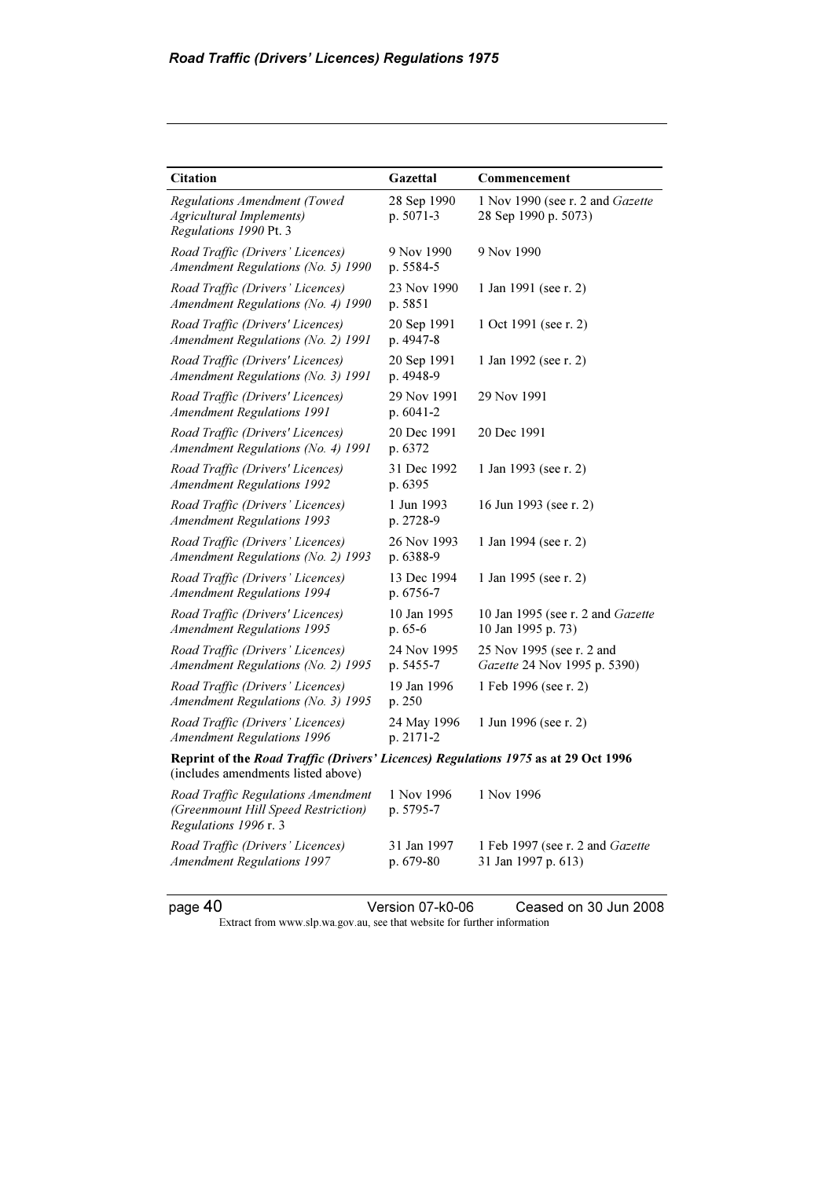| Citation | Gazettal | Commencement |
|---|---|---|
| *Regulations Amendment (Towed Agricultural Implements) Regulations 1990* Pt. 3 | 28 Sep 1990 p. 5071-3 | 1 Nov 1990 (see r. 2 and *Gazette* 28 Sep 1990 p. 5073) |
| *Road Traffic (Drivers' Licences) Amendment Regulations (No. 5) 1990* | 9 Nov 1990 p. 5584-5 | 9 Nov 1990 |
| *Road Traffic (Drivers' Licences) Amendment Regulations (No. 4) 1990* | 23 Nov 1990 p. 5851 | 1 Jan 1991 (see r. 2) |
| *Road Traffic (Drivers' Licences) Amendment Regulations (No. 2) 1991* | 20 Sep 1991 p. 4947-8 | 1 Oct 1991 (see r. 2) |
| *Road Traffic (Drivers' Licences) Amendment Regulations (No. 3) 1991* | 20 Sep 1991 p. 4948-9 | 1 Jan 1992 (see r. 2) |
| *Road Traffic (Drivers' Licences) Amendment Regulations 1991* | 29 Nov 1991 p. 6041-2 | 29 Nov 1991 |
| *Road Traffic (Drivers' Licences) Amendment Regulations (No. 4) 1991* | 20 Dec 1991 p. 6372 | 20 Dec 1991 |
| *Road Traffic (Drivers' Licences) Amendment Regulations 1992* | 31 Dec 1992 p. 6395 | 1 Jan 1993 (see r. 2) |
| *Road Traffic (Drivers' Licences) Amendment Regulations 1993* | 1 Jun 1993 p. 2728-9 | 16 Jun 1993 (see r. 2) |
| *Road Traffic (Drivers' Licences) Amendment Regulations (No. 2) 1993* | 26 Nov 1993 p. 6388-9 | 1 Jan 1994 (see r. 2) |
| *Road Traffic (Drivers' Licences) Amendment Regulations 1994* | 13 Dec 1994 p. 6756-7 | 1 Jan 1995 (see r. 2) |
| *Road Traffic (Drivers' Licences) Amendment Regulations 1995* | 10 Jan 1995 p. 65-6 | 10 Jan 1995 (see r. 2 and *Gazette* 10 Jan 1995 p. 73) |
| *Road Traffic (Drivers' Licences) Amendment Regulations (No. 2) 1995* | 24 Nov 1995 p. 5455-7 | 25 Nov 1995 (see r. 2 and *Gazette* 24 Nov 1995 p. 5390) |
| *Road Traffic (Drivers' Licences) Amendment Regulations (No. 3) 1995* | 19 Jan 1996 p. 250 | 1 Feb 1996 (see r. 2) |
| *Road Traffic (Drivers' Licences) Amendment Regulations 1996* | 24 May 1996 p. 2171-2 | 1 Jun 1996 (see r. 2) |
| **Reprint of the *Road Traffic (Drivers' Licences) Regulations 1975* as at 29 Oct 1996** (includes amendments listed above) | | |
| *Road Traffic Regulations Amendment (Greenmount Hill Speed Restriction) Regulations 1996* r. 3 | 1 Nov 1996 p. 5795-7 | 1 Nov 1996 |
| *Road Traffic (Drivers' Licences) Amendment Regulations 1997* | 31 Jan 1997 p. 679-80 | 1 Feb 1997 (see r. 2 and *Gazette* 31 Jan 1997 p. 613) |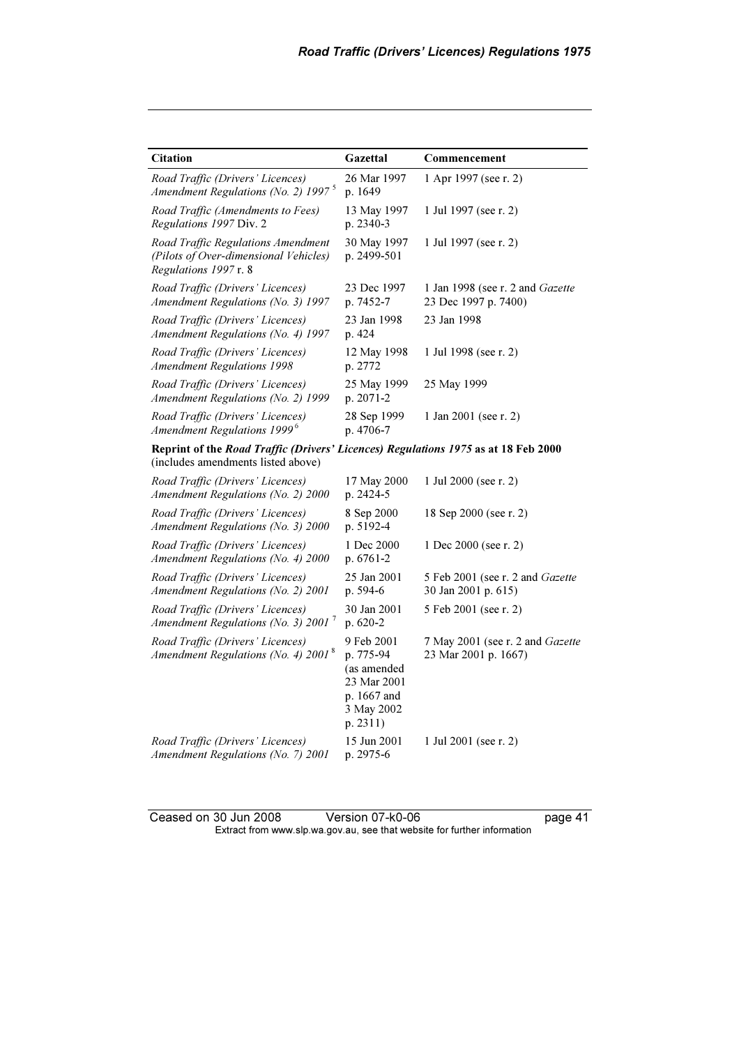| Citation | Gazettal | Commencement |
|---|---|---|
| *Road Traffic (Drivers' Licences) Amendment Regulations (No. 2) 1997* [5] | 26 Mar 1997 p. 1649 | 1 Apr 1997 (see r. 2) |
| *Road Traffic (Amendments to Fees) Regulations 1997* Div. 2 | 13 May 1997 p. 2340-3 | 1 Jul 1997 (see r. 2) |
| *Road Traffic Regulations Amendment (Pilots of Over-dimensional Vehicles) Regulations 1997* r. 8 | 30 May 1997 p. 2499-501 | 1 Jul 1997 (see r. 2) |
| *Road Traffic (Drivers' Licences) Amendment Regulations (No. 3) 1997* | 23 Dec 1997 p. 7452-7 | 1 Jan 1998 (see r. 2 and *Gazette* 23 Dec 1997 p. 7400) |
| *Road Traffic (Drivers' Licences) Amendment Regulations (No. 4) 1997* | 23 Jan 1998 p. 424 | 23 Jan 1998 |
| *Road Traffic (Drivers' Licences) Amendment Regulations 1998* | 12 May 1998 p. 2772 | 1 Jul 1998 (see r. 2) |
| *Road Traffic (Drivers' Licences) Amendment Regulations (No. 2) 1999* | 25 May 1999 p. 2071-2 | 25 May 1999 |
| *Road Traffic (Drivers' Licences) Amendment Regulations 1999* [6] | 28 Sep 1999 p. 4706-7 | 1 Jan 2001 (see r. 2) |
| **Reprint of the *Road Traffic (Drivers' Licences) Regulations 1975* as at 18 Feb 2000** (includes amendments listed above) | | |
| *Road Traffic (Drivers' Licences) Amendment Regulations (No. 2) 2000* | 17 May 2000 p. 2424-5 | 1 Jul 2000 (see r. 2) |
| *Road Traffic (Drivers' Licences) Amendment Regulations (No. 3) 2000* | 8 Sep 2000 p. 5192-4 | 18 Sep 2000 (see r. 2) |
| *Road Traffic (Drivers' Licences) Amendment Regulations (No. 4) 2000* | 1 Dec 2000 p. 6761-2 | 1 Dec 2000 (see r. 2) |
| *Road Traffic (Drivers' Licences) Amendment Regulations (No. 2) 2001* | 25 Jan 2001 p. 594-6 | 5 Feb 2001 (see r. 2 and *Gazette* 30 Jan 2001 p. 615) |
| *Road Traffic (Drivers' Licences) Amendment Regulations (No. 3) 2001* [7] | 30 Jan 2001 p. 620-2 | 5 Feb 2001 (see r. 2) |
| *Road Traffic (Drivers' Licences) Amendment Regulations (No. 4) 2001* [8] | 9 Feb 2001 p. 775-94 (as amended 23 Mar 2001 p. 1667 and 3 May 2002 p. 2311) | 7 May 2001 (see r. 2 and *Gazette* 23 Mar 2001 p. 1667) |
| *Road Traffic (Drivers' Licences) Amendment Regulations (No. 7) 2001* | 15 Jun 2001 p. 2975-6 | 1 Jul 2001 (see r. 2) |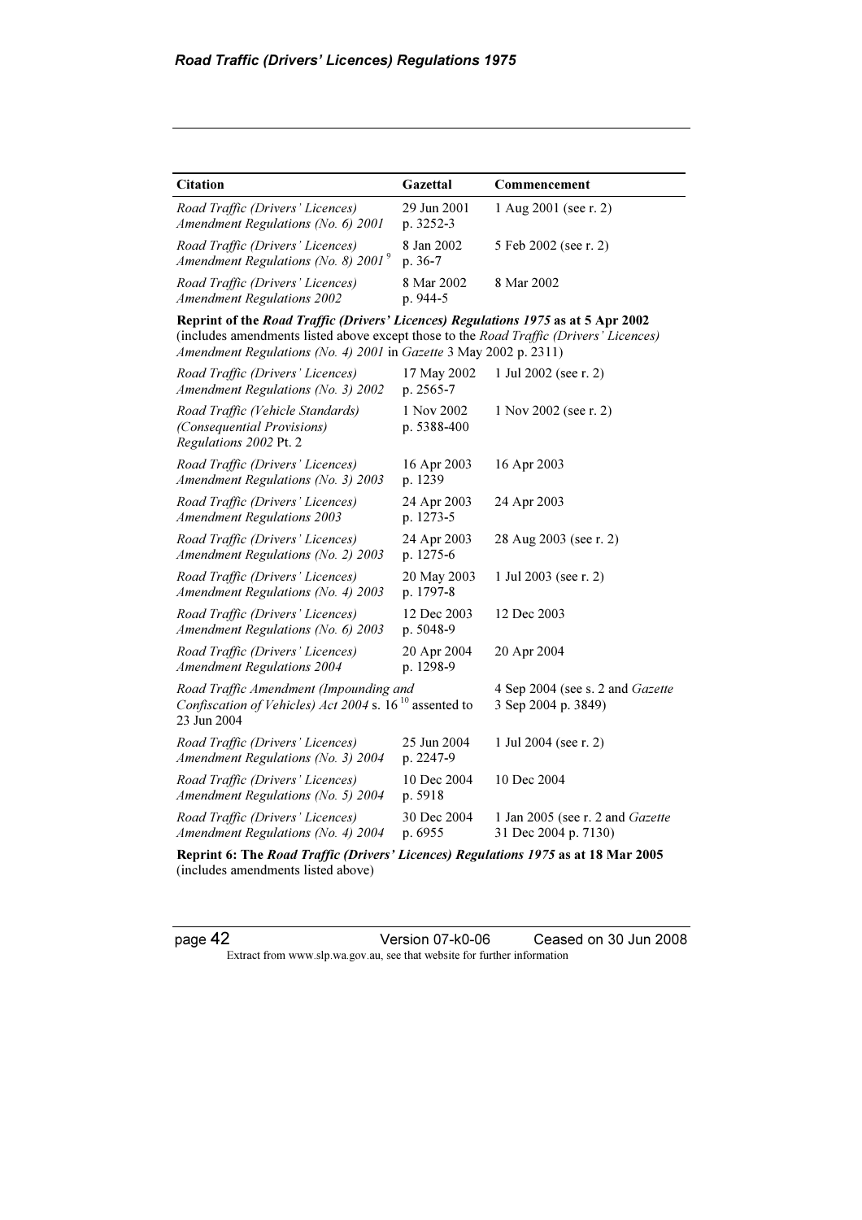| Citation | Gazettal | Commencement |
|---|---|---|
| *Road Traffic (Drivers' Licences) Amendment Regulations (No. 6) 2001* | 29 Jun 2001 p. 3252-3 | 1 Aug 2001 (see r. 2) |
| *Road Traffic (Drivers' Licences) Amendment Regulations (No. 8) 2001* [9] | 8 Jan 2002 p. 36-7 | 5 Feb 2002 (see r. 2) |
| *Road Traffic (Drivers' Licences) Amendment Regulations 2002* | 8 Mar 2002 p. 944-5 | 8 Mar 2002 |
| **Reprint of the *Road Traffic (Drivers' Licences) Regulations 1975* as at 5 Apr 2002** (includes amendments listed above except those to the *Road Traffic (Drivers' Licences) Amendment Regulations (No. 4) 2001* in *Gazette* 3 May 2002 p. 2311) | | |
| *Road Traffic (Drivers' Licences) Amendment Regulations (No. 3) 2002* | 17 May 2002 p. 2565-7 | 1 Jul 2002 (see r. 2) |
| *Road Traffic (Vehicle Standards) (Consequential Provisions) Regulations 2002* Pt. 2 | 1 Nov 2002 p. 5388-400 | 1 Nov 2002 (see r. 2) |
| *Road Traffic (Drivers' Licences) Amendment Regulations (No. 3) 2003* | 16 Apr 2003 p. 1239 | 16 Apr 2003 |
| *Road Traffic (Drivers' Licences) Amendment Regulations 2003* | 24 Apr 2003 p. 1273-5 | 24 Apr 2003 |
| *Road Traffic (Drivers' Licences) Amendment Regulations (No. 2) 2003* | 24 Apr 2003 p. 1275-6 | 28 Aug 2003 (see r. 2) |
| *Road Traffic (Drivers' Licences) Amendment Regulations (No. 4) 2003* | 20 May 2003 p. 1797-8 | 1 Jul 2003 (see r. 2) |
| *Road Traffic (Drivers' Licences) Amendment Regulations (No. 6) 2003* | 12 Dec 2003 p. 5048-9 | 12 Dec 2003 |
| *Road Traffic (Drivers' Licences) Amendment Regulations 2004* | 20 Apr 2004 p. 1298-9 | 20 Apr 2004 |
| *Road Traffic Amendment (Impounding and Confiscation of Vehicles) Act 2004* s. 16 [10] assented to 23 Jun 2004 | | 4 Sep 2004 (see s. 2 and *Gazette* 3 Sep 2004 p. 3849) |
| *Road Traffic (Drivers' Licences) Amendment Regulations (No. 3) 2004* | 25 Jun 2004 p. 2247-9 | 1 Jul 2004 (see r. 2) |
| *Road Traffic (Drivers' Licences) Amendment Regulations (No. 5) 2004* | 10 Dec 2004 p. 5918 | 10 Dec 2004 |
| *Road Traffic (Drivers' Licences) Amendment Regulations (No. 4) 2004* | 30 Dec 2004 p. 6955 | 1 Jan 2005 (see r. 2 and *Gazette* 31 Dec 2004 p. 7130) |
| **Reprint 6: The *Road Traffic (Drivers' Licences) Regulations 1975* as at 18 Mar 2005** (includes amendments listed above) | | |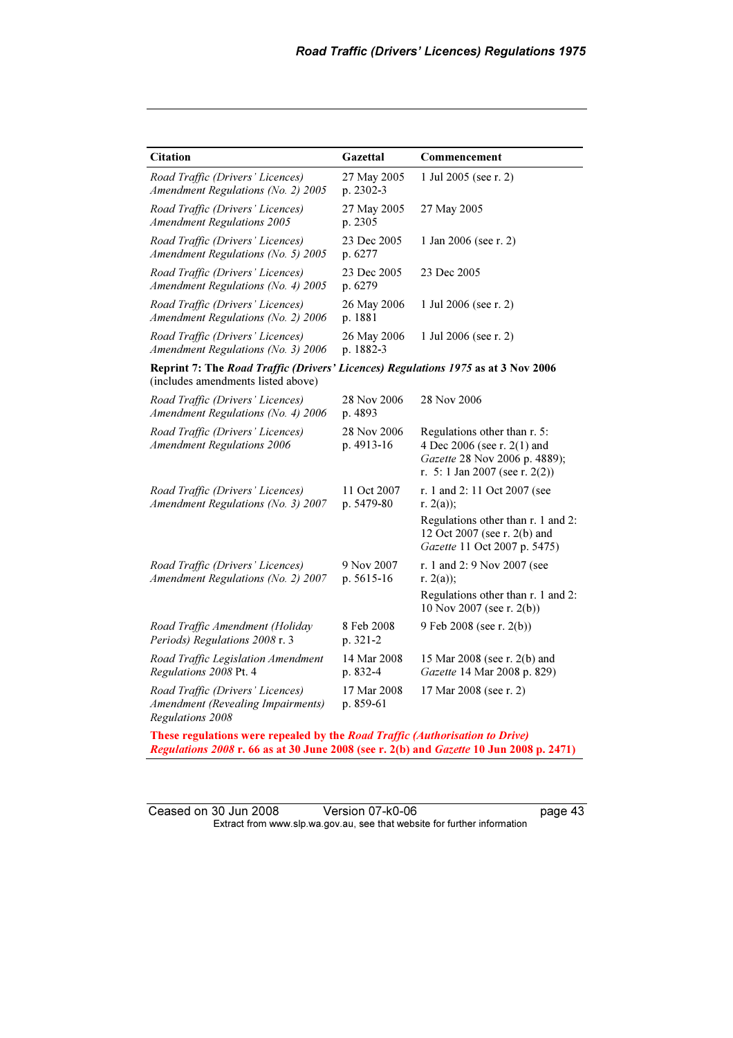| Citation | Gazettal | Commencement |
|---|---|---|
| *Road Traffic (Drivers' Licences) Amendment Regulations (No. 2) 2005* | 27 May 2005 p. 2302-3 | 1 Jul 2005 (see r. 2) |
| *Road Traffic (Drivers' Licences) Amendment Regulations 2005* | 27 May 2005 p. 2305 | 27 May 2005 |
| *Road Traffic (Drivers' Licences) Amendment Regulations (No. 5) 2005* | 23 Dec 2005 p. 6277 | 1 Jan 2006 (see r. 2) |
| *Road Traffic (Drivers' Licences) Amendment Regulations (No. 4) 2005* | 23 Dec 2005 p. 6279 | 23 Dec 2005 |
| *Road Traffic (Drivers' Licences) Amendment Regulations (No. 2) 2006* | 26 May 2006 p. 1881 | 1 Jul 2006 (see r. 2) |
| *Road Traffic (Drivers' Licences) Amendment Regulations (No. 3) 2006* | 26 May 2006 p. 1882-3 | 1 Jul 2006 (see r. 2) |
| **Reprint 7: The *Road Traffic (Drivers' Licences) Regulations 1975* as at 3 Nov 2006** (includes amendments listed above) | | |
| *Road Traffic (Drivers' Licences) Amendment Regulations (No. 4) 2006* | 28 Nov 2006 p. 4893 | 28 Nov 2006 |
| *Road Traffic (Drivers' Licences) Amendment Regulations 2006* | 28 Nov 2006 p. 4913-16 | Regulations other than r. 5: 4 Dec 2006 (see r. 2(1) and *Gazette* 28 Nov 2006 p. 4889); r. 5: 1 Jan 2007 (see r. 2(2)) |
| *Road Traffic (Drivers' Licences) Amendment Regulations (No. 3) 2007* | 11 Oct 2007 p. 5479-80 | r. 1 and 2: 11 Oct 2007 (see r. 2(a)); Regulations other than r. 1 and 2: 12 Oct 2007 (see r. 2(b) and *Gazette* 11 Oct 2007 p. 5475) |
| *Road Traffic (Drivers' Licences) Amendment Regulations (No. 2) 2007* | 9 Nov 2007 p. 5615-16 | r. 1 and 2: 9 Nov 2007 (see r. 2(a)); Regulations other than r. 1 and 2: 10 Nov 2007 (see r. 2(b)) |
| *Road Traffic Amendment (Holiday Periods) Regulations 2008* r. 3 | 8 Feb 2008 p. 321-2 | 9 Feb 2008 (see r. 2(b)) |
| *Road Traffic Legislation Amendment Regulations 2008* Pt. 4 | 14 Mar 2008 p. 832-4 | 15 Mar 2008 (see r. 2(b) and *Gazette* 14 Mar 2008 p. 829) |
| *Road Traffic (Drivers' Licences) Amendment (Revealing Impairments) Regulations 2008* | 17 Mar 2008 p. 859-61 | 17 Mar 2008 (see r. 2) |
| **These regulations were repealed by the *Road Traffic (Authorisation to Drive) Regulations 2008* r. 66 as at 30 June 2008 (see r. 2(b) and *Gazette* 10 Jun 2008 p. 2471)** | | |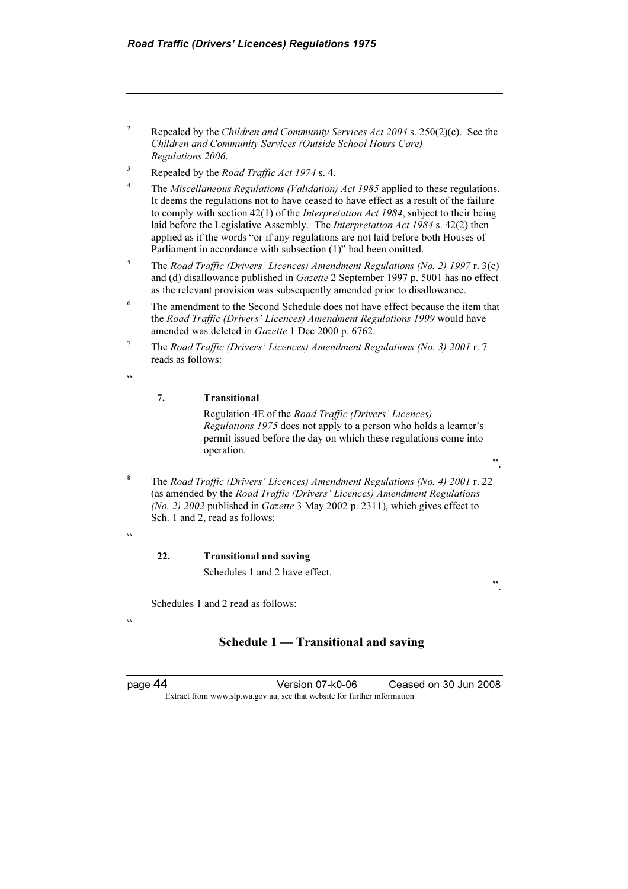[2] Repealed by the *Children and Community Services Act 2004* s. 250(2)(c). See the *Children and Community Services (Outside School Hours Care) Regulations 2006*.

[3] Repealed by the *Road Traffic Act 1974* s. 4.

[4] The *Miscellaneous Regulations (Validation) Act 1985* applied to these regulations. It deems the regulations not to have ceased to have effect as a result of the failure to comply with section 42(1) of the *Interpretation Act 1984*, subject to their being laid before the Legislative Assembly. The *Interpretation Act 1984* s. 42(2) then applied as if the words "or if any regulations are not laid before both Houses of Parliament in accordance with subsection (1)" had been omitted.

[5] The *Road Traffic (Drivers' Licences) Amendment Regulations (No. 2) 1997* r. 3(c) and (d) disallowance published in *Gazette* 2 September 1997 p. 5001 has no effect as the relevant provision was subsequently amended prior to disallowance.

[6] The amendment to the Second Schedule does not have effect because the item that the *Road Traffic (Drivers' Licences) Amendment Regulations 1999* would have amended was deleted in *Gazette* 1 Dec 2000 p. 6762.

[7] The *Road Traffic (Drivers' Licences) Amendment Regulations (No. 3) 2001* r. 7 reads as follows:

"

**7. Transitional**

Regulation 4E of the *Road Traffic (Drivers' Licences) Regulations 1975* does not apply to a person who holds a learner's permit issued before the day on which these regulations come into operation.

".

[8] The *Road Traffic (Drivers' Licences) Amendment Regulations (No. 4) 2001* r. 22 (as amended by the *Road Traffic (Drivers' Licences) Amendment Regulations (No. 2) 2002* published in *Gazette* 3 May 2002 p. 2311), which gives effect to Sch. 1 and 2, read as follows:

"

**22. Transitional and saving**

Schedules 1 and 2 have effect.

".

Schedules 1 and 2 read as follows:

"

## Schedule 1 — Transitional and saving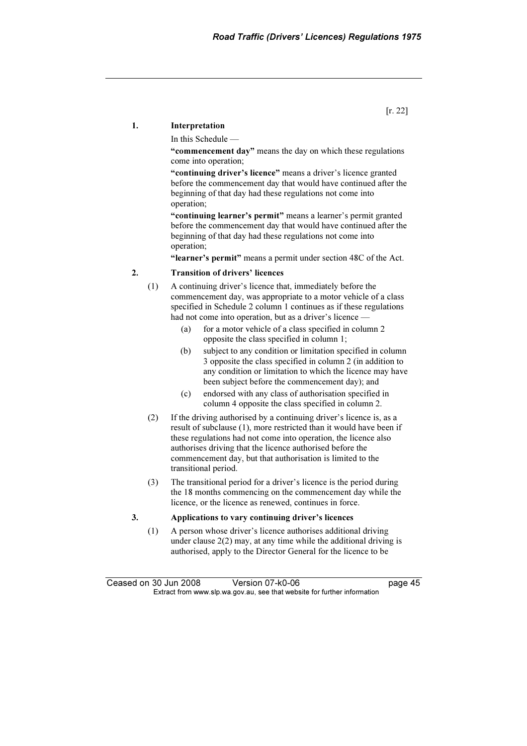[r. 22]

**1. Interpretation**

In this Schedule —

**"commencement day"** means the day on which these regulations come into operation;

**"continuing driver's licence"** means a driver's licence granted before the commencement day that would have continued after the beginning of that day had these regulations not come into operation;

**"continuing learner's permit"** means a learner's permit granted before the commencement day that would have continued after the beginning of that day had these regulations not come into operation;

**"learner's permit"** means a permit under section 48C of the Act.

**2. Transition of drivers' licences**

(1) A continuing driver's licence that, immediately before the commencement day, was appropriate to a motor vehicle of a class specified in Schedule 2 column 1 continues as if these regulations had not come into operation, but as a driver's licence —

(a) for a motor vehicle of a class specified in column 2 opposite the class specified in column 1;

(b) subject to any condition or limitation specified in column 3 opposite the class specified in column 2 (in addition to any condition or limitation to which the licence may have been subject before the commencement day); and

(c) endorsed with any class of authorisation specified in column 4 opposite the class specified in column 2.

(2) If the driving authorised by a continuing driver's licence is, as a result of subclause (1), more restricted than it would have been if these regulations had not come into operation, the licence also authorises driving that the licence authorised before the commencement day, but that authorisation is limited to the transitional period.

(3) The transitional period for a driver's licence is the period during the 18 months commencing on the commencement day while the licence, or the licence as renewed, continues in force.

**3. Applications to vary continuing driver's licences**

(1) A person whose driver's licence authorises additional driving under clause 2(2) may, at any time while the additional driving is authorised, apply to the Director General for the licence to be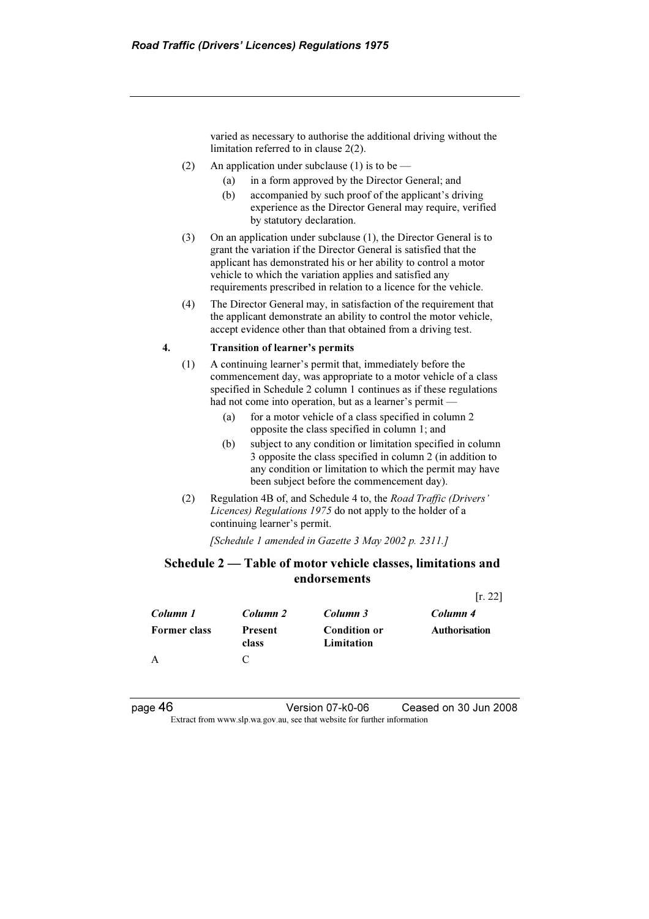varied as necessary to authorise the additional driving without the limitation referred to in clause 2(2).

(2) An application under subclause (1) is to be —

(a) in a form approved by the Director General; and

(b) accompanied by such proof of the applicant's driving experience as the Director General may require, verified by statutory declaration.

(3) On an application under subclause (1), the Director General is to grant the variation if the Director General is satisfied that the applicant has demonstrated his or her ability to control a motor vehicle to which the variation applies and satisfied any requirements prescribed in relation to a licence for the vehicle.

(4) The Director General may, in satisfaction of the requirement that the applicant demonstrate an ability to control the motor vehicle, accept evidence other than that obtained from a driving test.

**4. Transition of learner's permits**

(1) A continuing learner's permit that, immediately before the commencement day, was appropriate to a motor vehicle of a class specified in Schedule 2 column 1 continues as if these regulations had not come into operation, but as a learner's permit —

(a) for a motor vehicle of a class specified in column 2 opposite the class specified in column 1; and

(b) subject to any condition or limitation specified in column 3 opposite the class specified in column 2 (in addition to any condition or limitation to which the permit may have been subject before the commencement day).

(2) Regulation 4B of, and Schedule 4 to, the *Road Traffic (Drivers' Licences) Regulations 1975* do not apply to the holder of a continuing learner's permit.

*[Schedule 1 amended in Gazette 3 May 2002 p. 2311.]*

## Schedule 2 — Table of motor vehicle classes, limitations and endorsements

[r. 22]

| *Column 1* | *Column 2* | *Column 3* | *Column 4* |
|---|---|---|---|
| **Former class** | **Present class** | **Condition or Limitation** | **Authorisation** |
| A | C | | |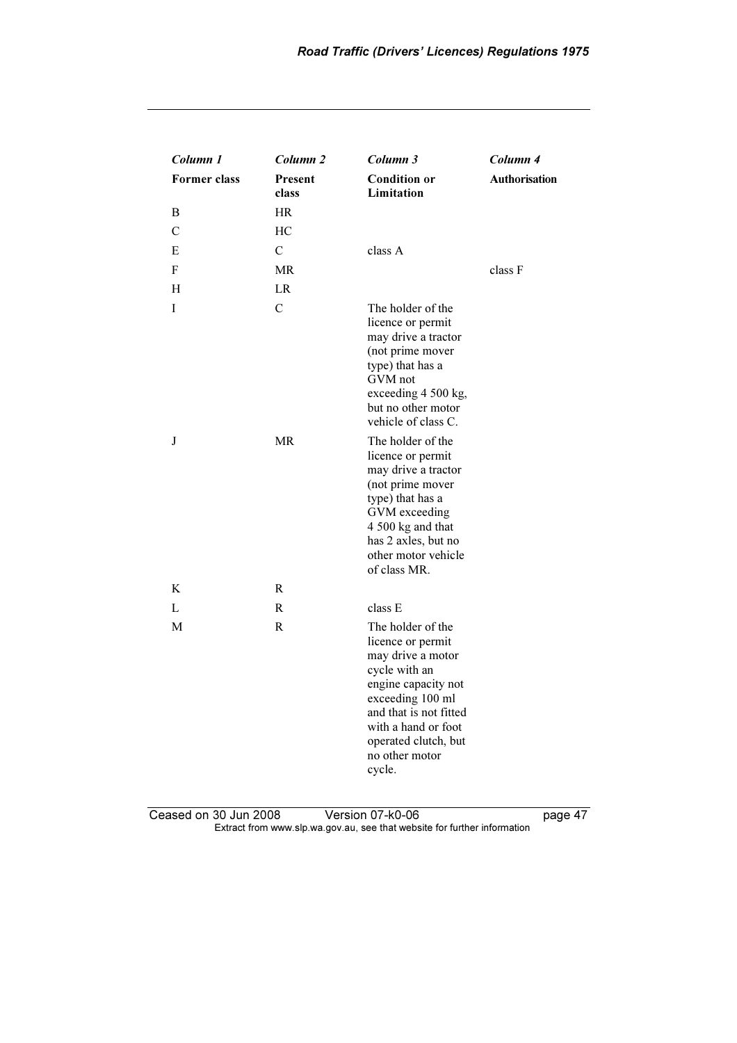| *Column 1* | *Column 2* | *Column 3* | *Column 4* |
|---|---|---|---|
| **Former class** | **Present class** | **Condition or Limitation** | **Authorisation** |
| B | HR | | |
| C | HC | | |
| E | C | class A | |
| F | MR | | class F |
| H | LR | | |
| I | C | The holder of the licence or permit may drive a tractor (not prime mover type) that has a GVM not exceeding 4 500 kg, but no other motor vehicle of class C. | |
| J | MR | The holder of the licence or permit may drive a tractor (not prime mover type) that has a GVM exceeding 4 500 kg and that has 2 axles, but no other motor vehicle of class MR. | |
| K | R | | |
| L | R | class E | |
| M | R | The holder of the licence or permit may drive a motor cycle with an engine capacity not exceeding 100 ml and that is not fitted with a hand or foot operated clutch, but no other motor cycle. | |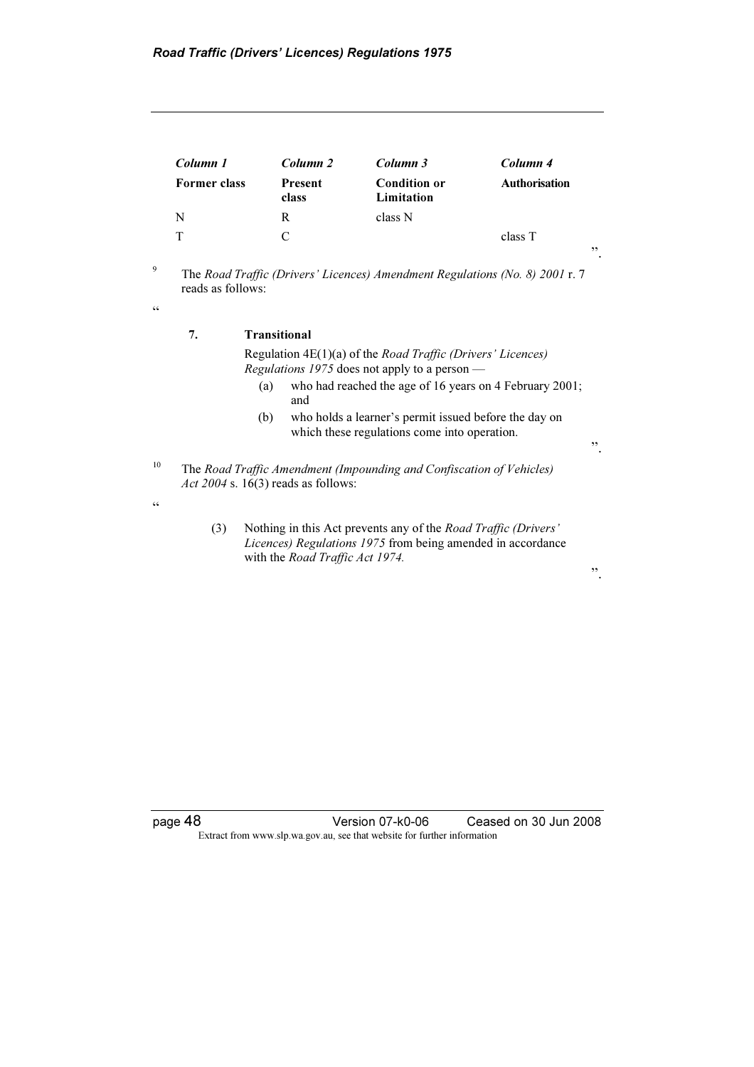| *Column 1* | *Column 2* | *Column 3* | *Column 4* |
|---|---|---|---|
| **Former class** | **Present class** | **Condition or Limitation** | **Authorisation** |
| N | R | class N | |
| T | C | | class T |

".

[9] The *Road Traffic (Drivers' Licences) Amendment Regulations (No. 8) 2001* r. 7 reads as follows:

"

**7. Transitional**

Regulation 4E(1)(a) of the *Road Traffic (Drivers' Licences) Regulations 1975* does not apply to a person —

(a) who had reached the age of 16 years on 4 February 2001; and

(b) who holds a learner's permit issued before the day on which these regulations come into operation.

".

[10] The *Road Traffic Amendment (Impounding and Confiscation of Vehicles) Act 2004* s. 16(3) reads as follows:

"

(3) Nothing in this Act prevents any of the *Road Traffic (Drivers' Licences) Regulations 1975* from being amended in accordance with the *Road Traffic Act 1974.*

".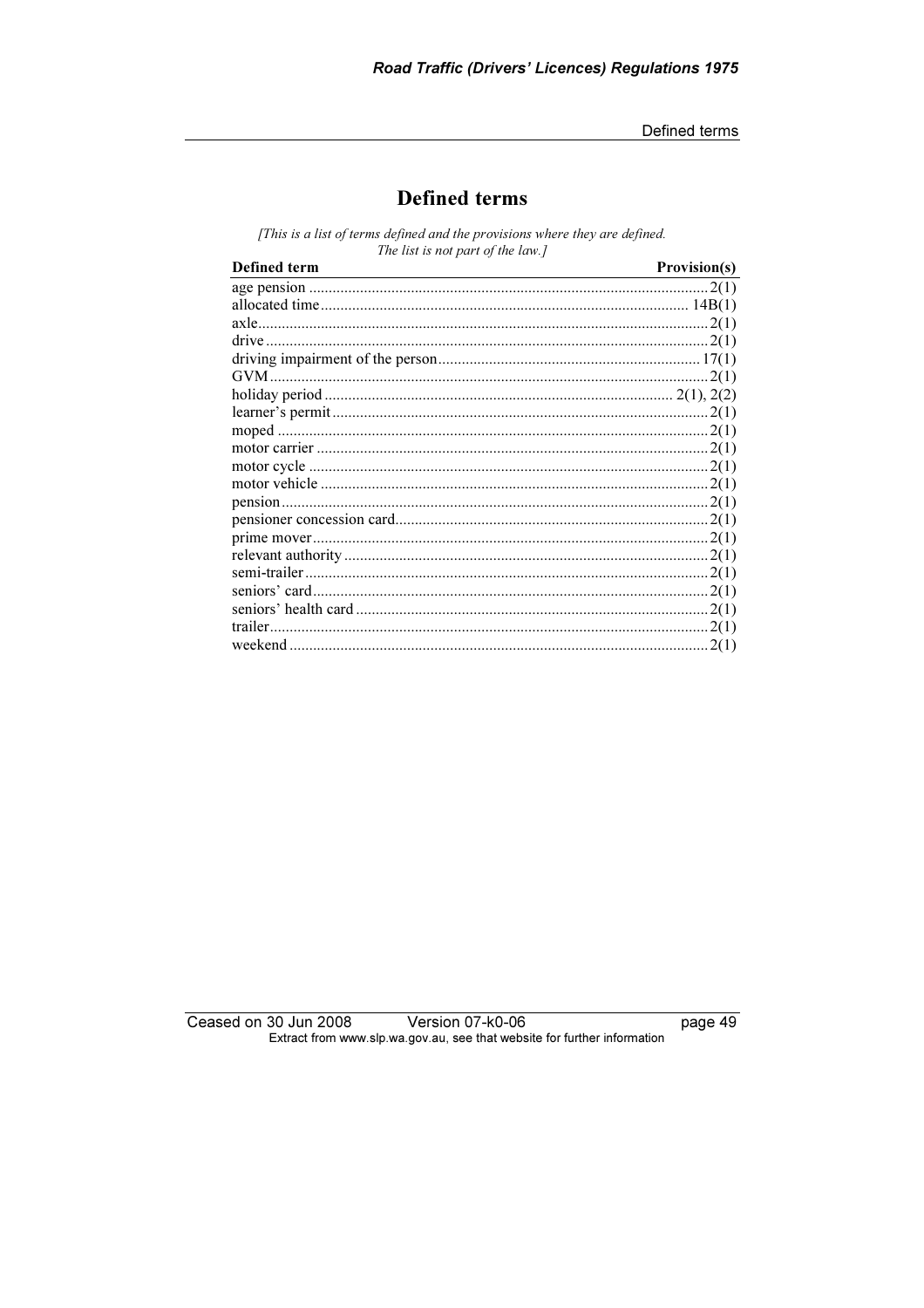# Defined terms

*[This is a list of terms defined and the provisions where they are defined. The list is not part of the law.]*

| Defined term | Provision(s) |
|---|---|
| age pension | 2(1) |
| allocated time | 14B(1) |
| axle | 2(1) |
| drive | 2(1) |
| driving impairment of the person | 17(1) |
| GVM | 2(1) |
| holiday period | 2(1), 2(2) |
| learner's permit | 2(1) |
| moped | 2(1) |
| motor carrier | 2(1) |
| motor cycle | 2(1) |
| motor vehicle | 2(1) |
| pension | 2(1) |
| pensioner concession card | 2(1) |
| prime mover | 2(1) |
| relevant authority | 2(1) |
| semi-trailer | 2(1) |
| seniors' card | 2(1) |
| seniors' health card | 2(1) |
| trailer | 2(1) |
| weekend | 2(1) |